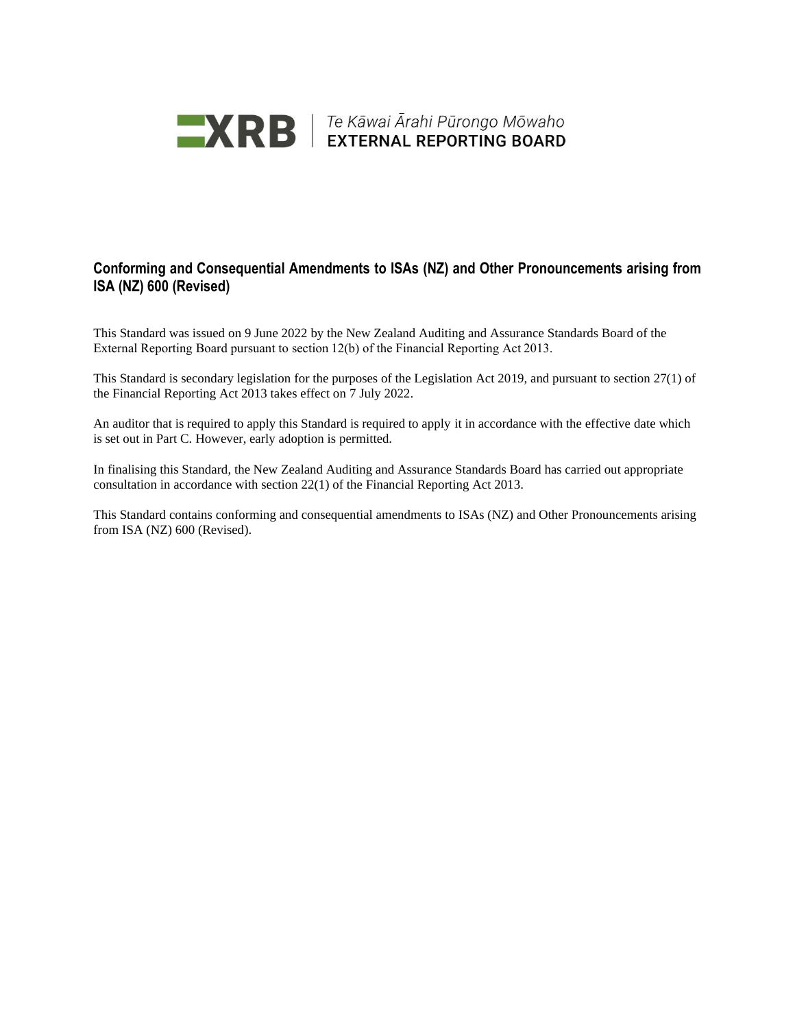XRB | Te Kāwai Ārahi Pūrongo Mōwaho
EXTERNAL REPORTING BOARD

# Conforming and Consequential Amendments to ISAs (NZ) and Other Pronouncements arising from ISA (NZ) 600 (Revised)

This Standard was issued on 9 June 2022 by the New Zealand Auditing and Assurance Standards Board of the External Reporting Board pursuant to section 12(b) of the Financial Reporting Act 2013.

This Standard is secondary legislation for the purposes of the Legislation Act 2019, and pursuant to section 27(1) of the Financial Reporting Act 2013 takes effect on 7 July 2022.

An auditor that is required to apply this Standard is required to apply it in accordance with the effective date which is set out in Part C. However, early adoption is permitted.

In finalising this Standard, the New Zealand Auditing and Assurance Standards Board has carried out appropriate consultation in accordance with section 22(1) of the Financial Reporting Act 2013.

This Standard contains conforming and consequential amendments to ISAs (NZ) and Other Pronouncements arising from ISA (NZ) 600 (Revised).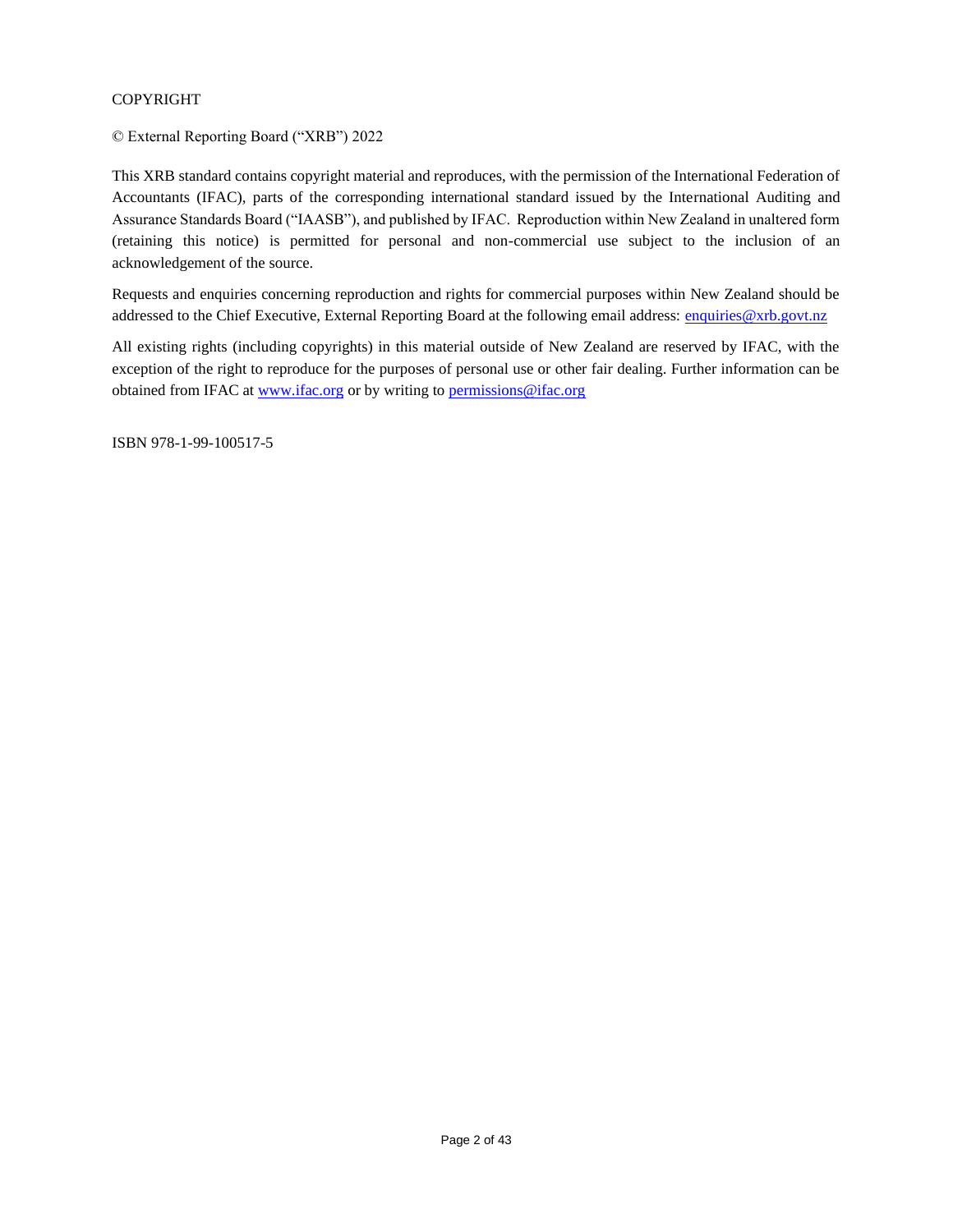COPYRIGHT

© External Reporting Board ("XRB") 2022

This XRB standard contains copyright material and reproduces, with the permission of the International Federation of Accountants (IFAC), parts of the corresponding international standard issued by the International Auditing and Assurance Standards Board ("IAASB"), and published by IFAC. Reproduction within New Zealand in unaltered form (retaining this notice) is permitted for personal and non-commercial use subject to the inclusion of an acknowledgement of the source.

Requests and enquiries concerning reproduction and rights for commercial purposes within New Zealand should be addressed to the Chief Executive, External Reporting Board at the following email address: enquiries@xrb.govt.nz

All existing rights (including copyrights) in this material outside of New Zealand are reserved by IFAC, with the exception of the right to reproduce for the purposes of personal use or other fair dealing. Further information can be obtained from IFAC at www.ifac.org or by writing to permissions@ifac.org

ISBN 978-1-99-100517-5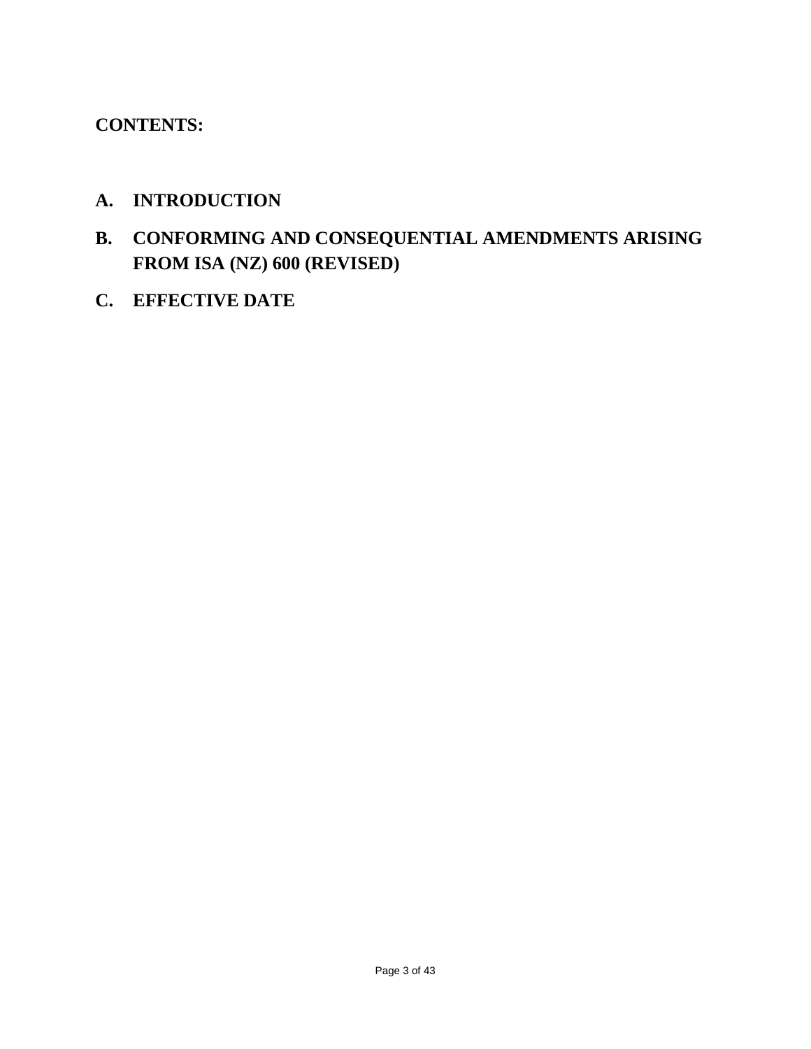**CONTENTS:**

**A. INTRODUCTION**

**B. CONFORMING AND CONSEQUENTIAL AMENDMENTS ARISING FROM ISA (NZ) 600 (REVISED)**

**C. EFFECTIVE DATE**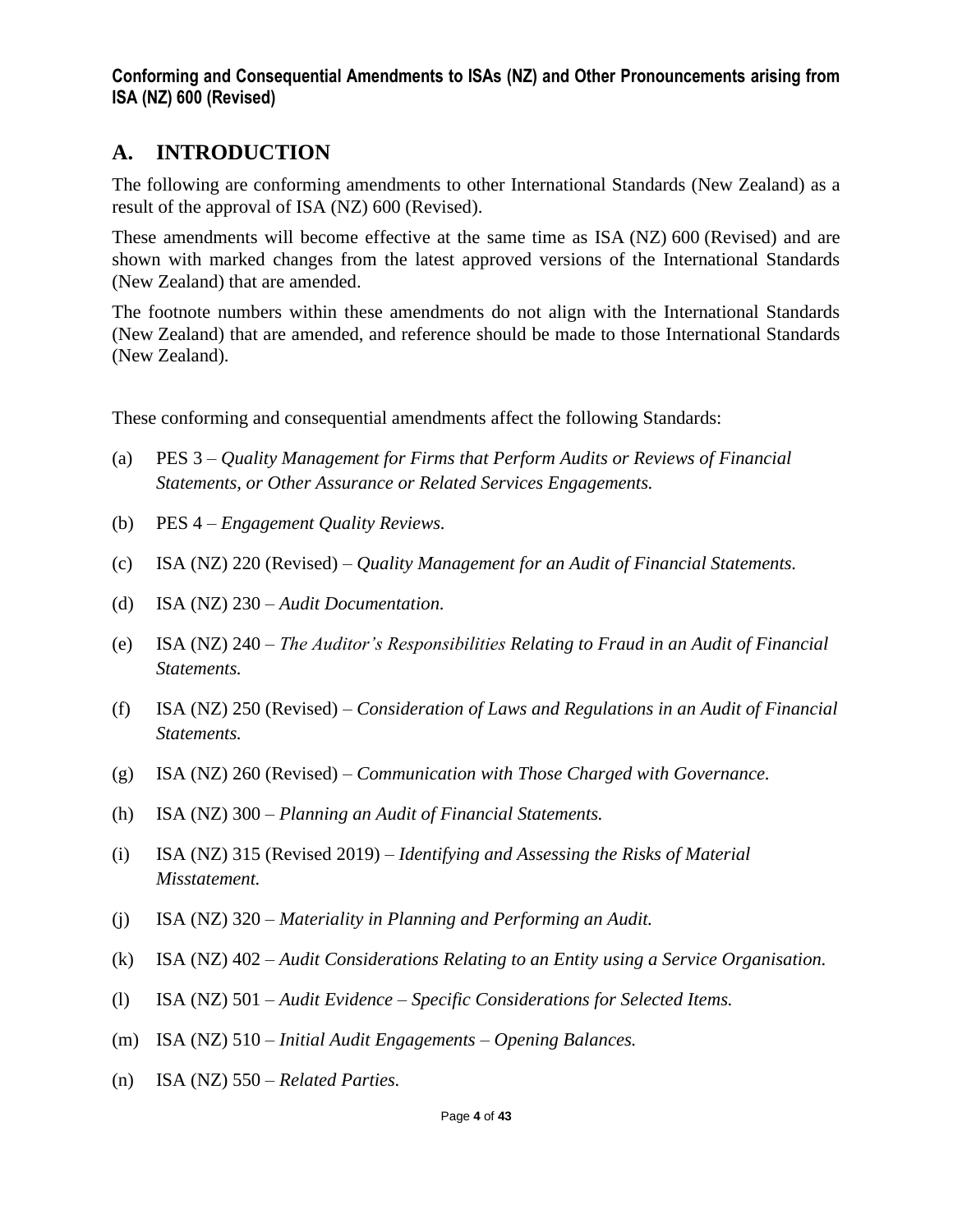**Conforming and Consequential Amendments to ISAs (NZ) and Other Pronouncements arising from ISA (NZ) 600 (Revised)**

## A. INTRODUCTION

The following are conforming amendments to other International Standards (New Zealand) as a result of the approval of ISA (NZ) 600 (Revised).

These amendments will become effective at the same time as ISA (NZ) 600 (Revised) and are shown with marked changes from the latest approved versions of the International Standards (New Zealand) that are amended.

The footnote numbers within these amendments do not align with the International Standards (New Zealand) that are amended, and reference should be made to those International Standards (New Zealand).

These conforming and consequential amendments affect the following Standards:

(a) PES 3 – *Quality Management for Firms that Perform Audits or Reviews of Financial Statements, or Other Assurance or Related Services Engagements.*

(b) PES 4 – *Engagement Quality Reviews.*

(c) ISA (NZ) 220 (Revised) – *Quality Management for an Audit of Financial Statements.*

(d) ISA (NZ) 230 – *Audit Documentation.*

(e) ISA (NZ) 240 – *The Auditor's Responsibilities Relating to Fraud in an Audit of Financial Statements.*

(f) ISA (NZ) 250 (Revised) – *Consideration of Laws and Regulations in an Audit of Financial Statements.*

(g) ISA (NZ) 260 (Revised) – *Communication with Those Charged with Governance.*

(h) ISA (NZ) 300 – *Planning an Audit of Financial Statements.*

(i) ISA (NZ) 315 (Revised 2019) – *Identifying and Assessing the Risks of Material Misstatement.*

(j) ISA (NZ) 320 – *Materiality in Planning and Performing an Audit.*

(k) ISA (NZ) 402 – *Audit Considerations Relating to an Entity using a Service Organisation.*

(l) ISA (NZ) 501 – *Audit Evidence – Specific Considerations for Selected Items.*

(m) ISA (NZ) 510 – *Initial Audit Engagements – Opening Balances.*

(n) ISA (NZ) 550 – *Related Parties.*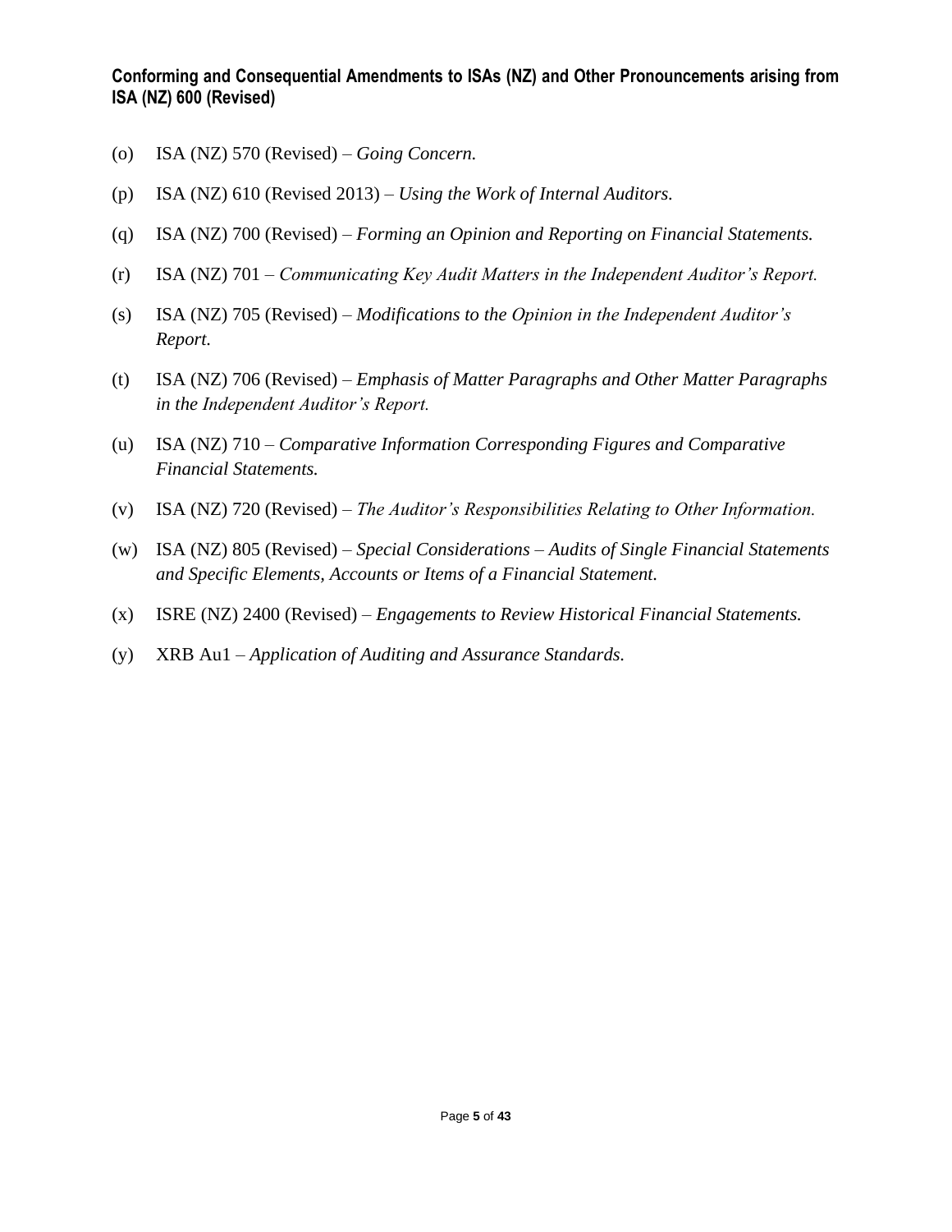**Conforming and Consequential Amendments to ISAs (NZ) and Other Pronouncements arising from ISA (NZ) 600 (Revised)**

(o) ISA (NZ) 570 (Revised) – *Going Concern.*

(p) ISA (NZ) 610 (Revised 2013) – *Using the Work of Internal Auditors.*

(q) ISA (NZ) 700 (Revised) – *Forming an Opinion and Reporting on Financial Statements.*

(r) ISA (NZ) 701 – *Communicating Key Audit Matters in the Independent Auditor's Report.*

(s) ISA (NZ) 705 (Revised) – *Modifications to the Opinion in the Independent Auditor's Report.*

(t) ISA (NZ) 706 (Revised) – *Emphasis of Matter Paragraphs and Other Matter Paragraphs in the Independent Auditor's Report.*

(u) ISA (NZ) 710 – *Comparative Information Corresponding Figures and Comparative Financial Statements.*

(v) ISA (NZ) 720 (Revised) – *The Auditor's Responsibilities Relating to Other Information.*

(w) ISA (NZ) 805 (Revised) – *Special Considerations – Audits of Single Financial Statements and Specific Elements, Accounts or Items of a Financial Statement.*

(x) ISRE (NZ) 2400 (Revised) – *Engagements to Review Historical Financial Statements.*

(y) XRB Au1 – *Application of Auditing and Assurance Standards.*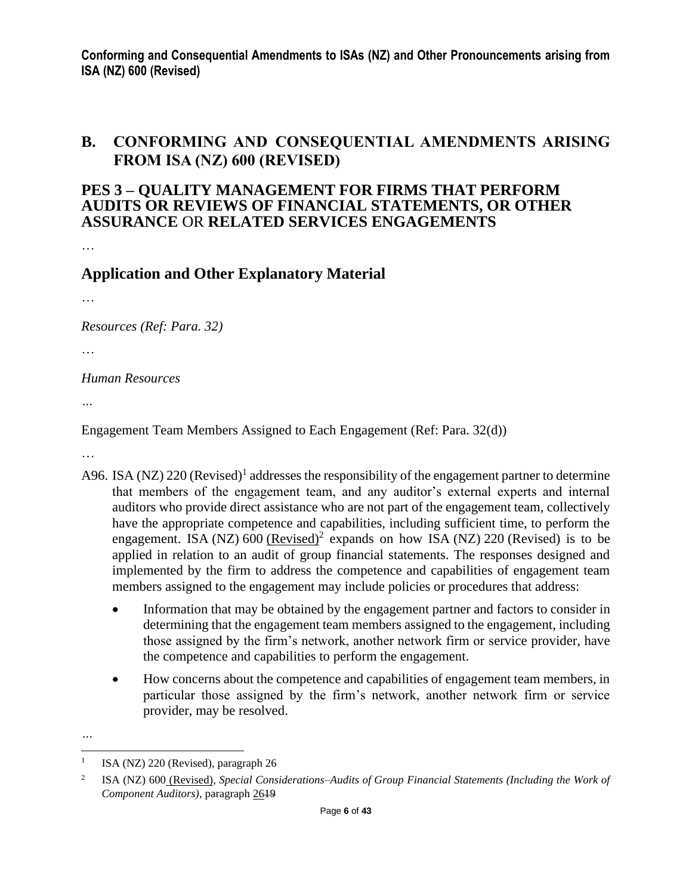## B. CONFORMING AND CONSEQUENTIAL AMENDMENTS ARISING FROM ISA (NZ) 600 (REVISED)

## PES 3 – QUALITY MANAGEMENT FOR FIRMS THAT PERFORM AUDITS OR REVIEWS OF FINANCIAL STATEMENTS, OR OTHER ASSURANCE OR RELATED SERVICES ENGAGEMENTS

…

### Application and Other Explanatory Material

…

*Resources (Ref: Para. 32)*

…

*Human Resources*

…

Engagement Team Members Assigned to Each Engagement (Ref: Para. 32(d))

…

A96. ISA (NZ) 220 (Revised)[1] addresses the responsibility of the engagement partner to determine that members of the engagement team, and any auditor's external experts and internal auditors who provide direct assistance who are not part of the engagement team, collectively have the appropriate competence and capabilities, including sufficient time, to perform the engagement. ISA (NZ) 600 <u>(Revised)</u>[2] expands on how ISA (NZ) 220 (Revised) is to be applied in relation to an audit of group financial statements. The responses designed and implemented by the firm to address the competence and capabilities of engagement team members assigned to the engagement may include policies or procedures that address:

- Information that may be obtained by the engagement partner and factors to consider in determining that the engagement team members assigned to the engagement, including those assigned by the firm's network, another network firm or service provider, have the competence and capabilities to perform the engagement.
- How concerns about the competence and capabilities of engagement team members, in particular those assigned by the firm's network, another network firm or service provider, may be resolved.

…

[1] ISA (NZ) 220 (Revised), paragraph 26

[2] ISA (NZ) 600 <u>(Revised)</u>, *Special Considerations–Audits of Group Financial Statements (Including the Work of Component Auditors)*, paragraph <u>26</u>~~19~~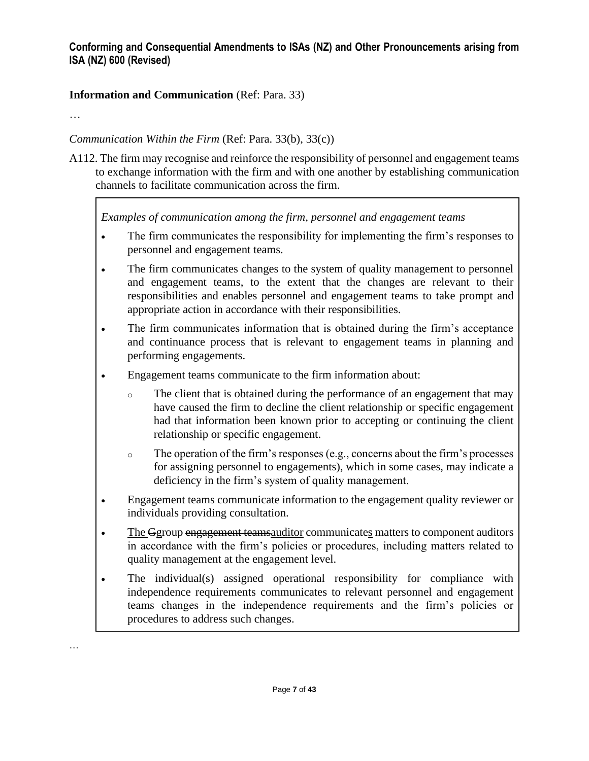**Information and Communication** (Ref: Para. 33)

…

*Communication Within the Firm* (Ref: Para. 33(b), 33(c))

A112. The firm may recognise and reinforce the responsibility of personnel and engagement teams to exchange information with the firm and with one another by establishing communication channels to facilitate communication across the firm.

> *Examples of communication among the firm, personnel and engagement teams*
>
> - The firm communicates the responsibility for implementing the firm's responses to personnel and engagement teams.
> - The firm communicates changes to the system of quality management to personnel and engagement teams, to the extent that the changes are relevant to their responsibilities and enables personnel and engagement teams to take prompt and appropriate action in accordance with their responsibilities.
> - The firm communicates information that is obtained during the firm's acceptance and continuance process that is relevant to engagement teams in planning and performing engagements.
> - Engagement teams communicate to the firm information about:
>     - The client that is obtained during the performance of an engagement that may have caused the firm to decline the client relationship or specific engagement had that information been known prior to accepting or continuing the client relationship or specific engagement.
>     - The operation of the firm's responses (e.g., concerns about the firm's processes for assigning personnel to engagements), which in some cases, may indicate a deficiency in the firm's system of quality management.
> - Engagement teams communicate information to the engagement quality reviewer or individuals providing consultation.
> - <u>The </u>~~G~~group ~~engagement teams~~<u>auditor</u> communicate<u>s</u> matters to component auditors in accordance with the firm's policies or procedures, including matters related to quality management at the engagement level.
> - The individual(s) assigned operational responsibility for compliance with independence requirements communicates to relevant personnel and engagement teams changes in the independence requirements and the firm's policies or procedures to address such changes.

…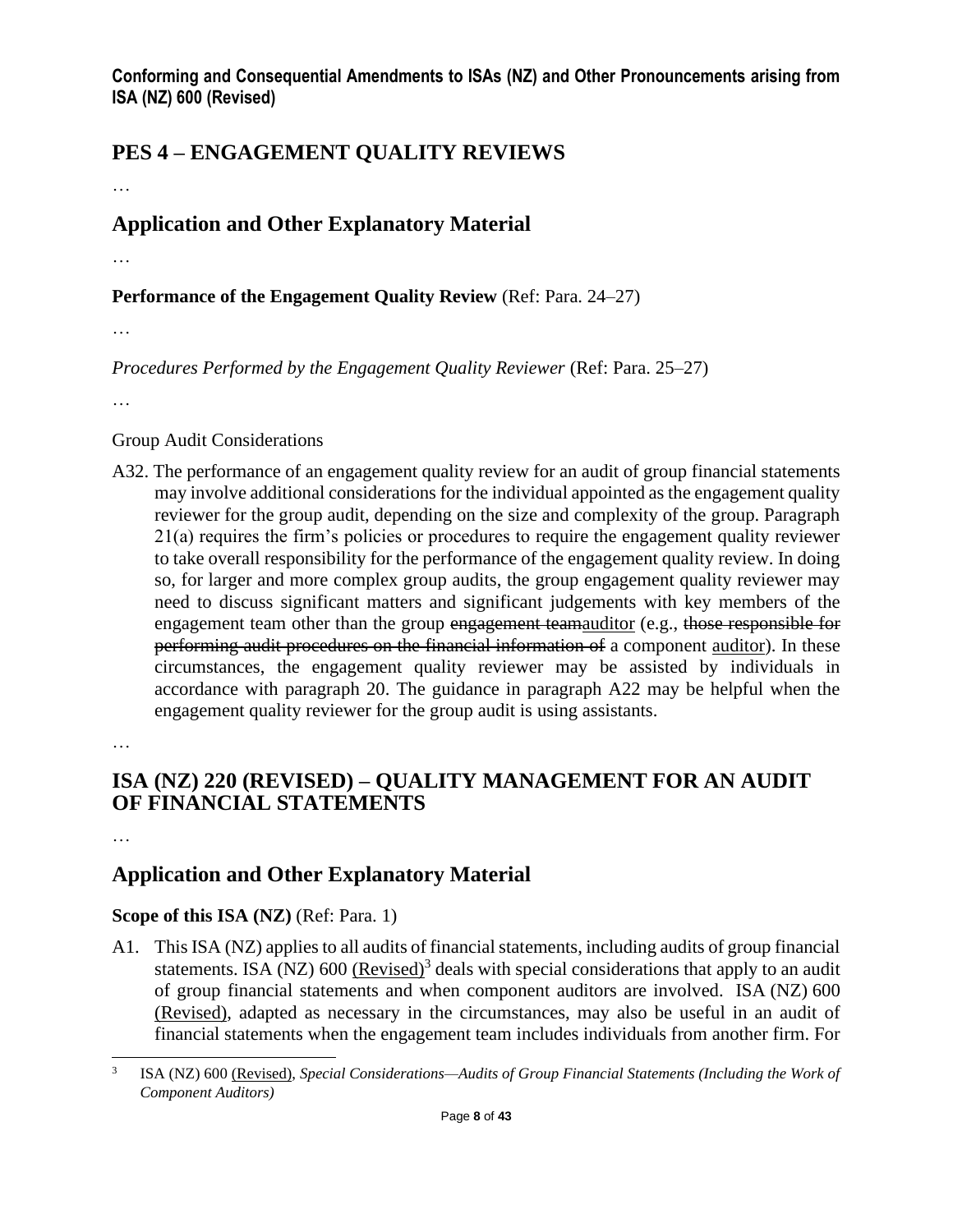## PES 4 – ENGAGEMENT QUALITY REVIEWS

…

## Application and Other Explanatory Material

…

**Performance of the Engagement Quality Review** (Ref: Para. 24–27)

…

*Procedures Performed by the Engagement Quality Reviewer* (Ref: Para. 25–27)

…

Group Audit Considerations

A32. The performance of an engagement quality review for an audit of group financial statements may involve additional considerations for the individual appointed as the engagement quality reviewer for the group audit, depending on the size and complexity of the group. Paragraph 21(a) requires the firm's policies or procedures to require the engagement quality reviewer to take overall responsibility for the performance of the engagement quality review. In doing so, for larger and more complex group audits, the group engagement quality reviewer may need to discuss significant matters and significant judgements with key members of the engagement team other than the group ~~engagement team~~<u>auditor</u> (e.g., ~~those responsible for performing audit procedures on the financial information of~~ a component <u>auditor</u>). In these circumstances, the engagement quality reviewer may be assisted by individuals in accordance with paragraph 20. The guidance in paragraph A22 may be helpful when the engagement quality reviewer for the group audit is using assistants.

…

## ISA (NZ) 220 (REVISED) – QUALITY MANAGEMENT FOR AN AUDIT OF FINANCIAL STATEMENTS

…

## Application and Other Explanatory Material

**Scope of this ISA (NZ)** (Ref: Para. 1)

A1. This ISA (NZ) applies to all audits of financial statements, including audits of group financial statements. ISA (NZ) 600 <u>(Revised)</u>[3] deals with special considerations that apply to an audit of group financial statements and when component auditors are involved. ISA (NZ) 600 <u>(Revised)</u>, adapted as necessary in the circumstances, may also be useful in an audit of financial statements when the engagement team includes individuals from another firm. For

---

[3] ISA (NZ) 600 <u>(Revised)</u>, *Special Considerations—Audits of Group Financial Statements (Including the Work of Component Auditors)*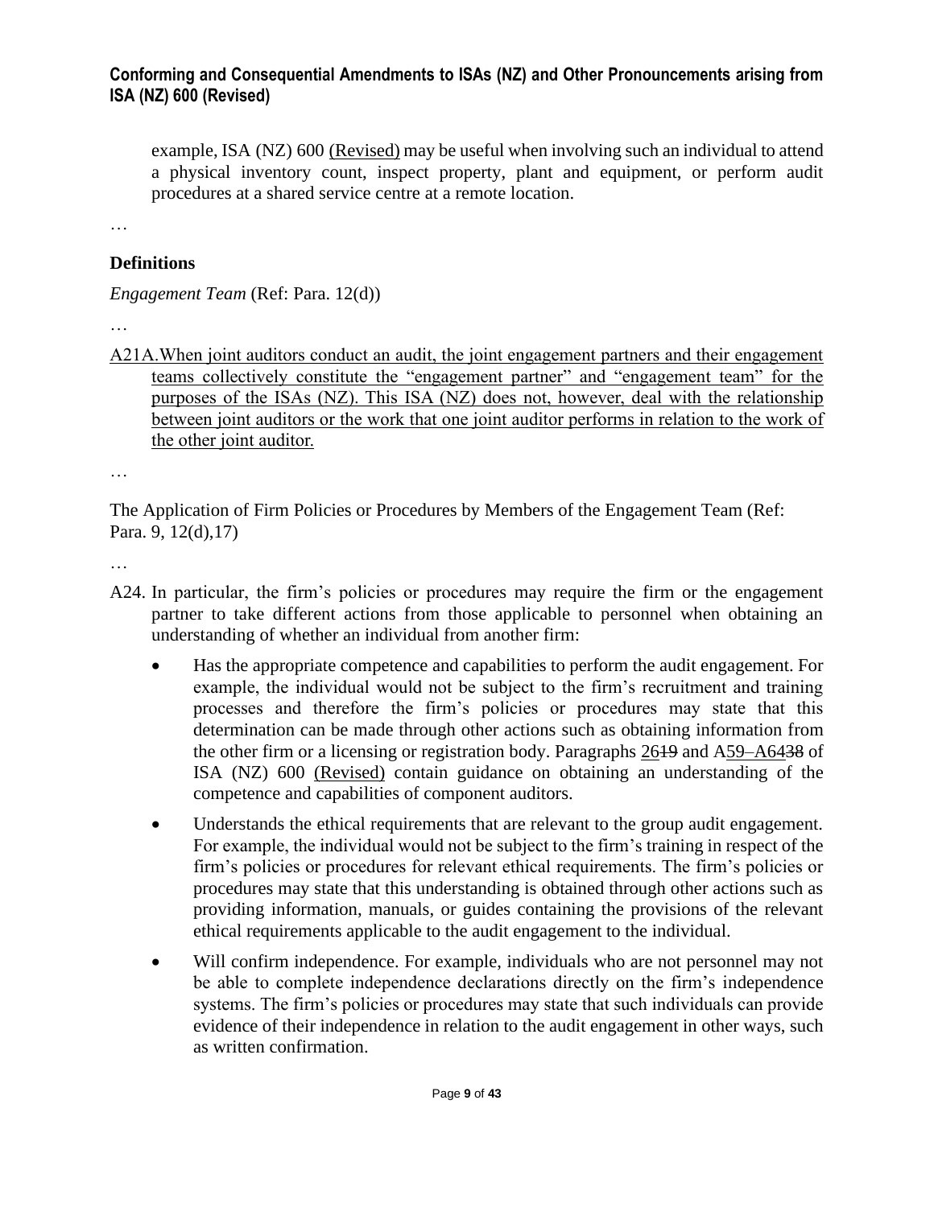example, ISA (NZ) 600 (Revised) may be useful when involving such an individual to attend a physical inventory count, inspect property, plant and equipment, or perform audit procedures at a shared service centre at a remote location.

…

**Definitions**

*Engagement Team* (Ref: Para. 12(d))

…

A21A. When joint auditors conduct an audit, the joint engagement partners and their engagement teams collectively constitute the "engagement partner" and "engagement team" for the purposes of the ISAs (NZ). This ISA (NZ) does not, however, deal with the relationship between joint auditors or the work that one joint auditor performs in relation to the work of the other joint auditor.

…

The Application of Firm Policies or Procedures by Members of the Engagement Team (Ref: Para. 9, 12(d),17)

…

A24. In particular, the firm's policies or procedures may require the firm or the engagement partner to take different actions from those applicable to personnel when obtaining an understanding of whether an individual from another firm:

- Has the appropriate competence and capabilities to perform the audit engagement. For example, the individual would not be subject to the firm's recruitment and training processes and therefore the firm's policies or procedures may state that this determination can be made through other actions such as obtaining information from the other firm or a licensing or registration body. Paragraphs ~~19~~ 26 and A~~38~~ 59–A64 of ISA (NZ) 600 (Revised) contain guidance on obtaining an understanding of the competence and capabilities of component auditors.
- Understands the ethical requirements that are relevant to the group audit engagement. For example, the individual would not be subject to the firm's training in respect of the firm's policies or procedures for relevant ethical requirements. The firm's policies or procedures may state that this understanding is obtained through other actions such as providing information, manuals, or guides containing the provisions of the relevant ethical requirements applicable to the audit engagement to the individual.
- Will confirm independence. For example, individuals who are not personnel may not be able to complete independence declarations directly on the firm's independence systems. The firm's policies or procedures may state that such individuals can provide evidence of their independence in relation to the audit engagement in other ways, such as written confirmation.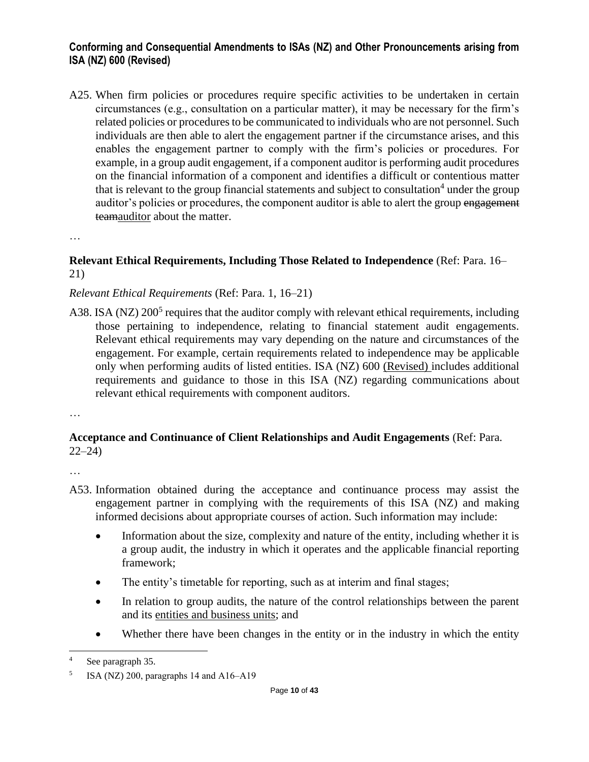A25. When firm policies or procedures require specific activities to be undertaken in certain circumstances (e.g., consultation on a particular matter), it may be necessary for the firm's related policies or procedures to be communicated to individuals who are not personnel. Such individuals are then able to alert the engagement partner if the circumstance arises, and this enables the engagement partner to comply with the firm's policies or procedures. For example, in a group audit engagement, if a component auditor is performing audit procedures on the financial information of a component and identifies a difficult or contentious matter that is relevant to the group financial statements and subject to consultation[4] under the group auditor's policies or procedures, the component auditor is able to alert the group ~~engagement team~~auditor about the matter.

…

**Relevant Ethical Requirements, Including Those Related to Independence** (Ref: Para. 16–21)

*Relevant Ethical Requirements* (Ref: Para. 1, 16–21)

A38. ISA (NZ) 200[5] requires that the auditor comply with relevant ethical requirements, including those pertaining to independence, relating to financial statement audit engagements. Relevant ethical requirements may vary depending on the nature and circumstances of the engagement. For example, certain requirements related to independence may be applicable only when performing audits of listed entities. ISA (NZ) 600 (Revised) includes additional requirements and guidance to those in this ISA (NZ) regarding communications about relevant ethical requirements with component auditors.

…

**Acceptance and Continuance of Client Relationships and Audit Engagements** (Ref: Para. 22–24)

…

A53. Information obtained during the acceptance and continuance process may assist the engagement partner in complying with the requirements of this ISA (NZ) and making informed decisions about appropriate courses of action. Such information may include:

- Information about the size, complexity and nature of the entity, including whether it is a group audit, the industry in which it operates and the applicable financial reporting framework;
- The entity's timetable for reporting, such as at interim and final stages;
- In relation to group audits, the nature of the control relationships between the parent and its entities and business units; and
- Whether there have been changes in the entity or in the industry in which the entity

---

[4] See paragraph 35.

[5] ISA (NZ) 200, paragraphs 14 and A16–A19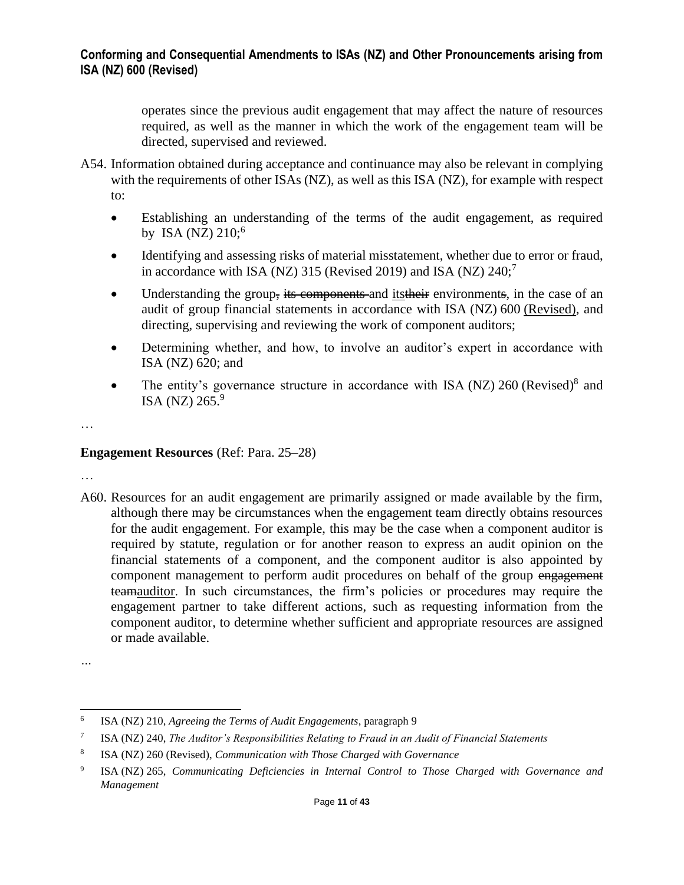operates since the previous audit engagement that may affect the nature of resources required, as well as the manner in which the work of the engagement team will be directed, supervised and reviewed.

A54. Information obtained during acceptance and continuance may also be relevant in complying with the requirements of other ISAs (NZ), as well as this ISA (NZ), for example with respect to:

- Establishing an understanding of the terms of the audit engagement, as required by ISA (NZ) 210;[6]
- Identifying and assessing risks of material misstatement, whether due to error or fraud, in accordance with ISA (NZ) 315 (Revised 2019) and ISA (NZ) 240;[7]
- Understanding the group~~,~~ ~~its components~~ and <u>its</u>~~their~~ environment~~s~~, in the case of an audit of group financial statements in accordance with ISA (NZ) 600 <u>(Revised)</u>, and directing, supervising and reviewing the work of component auditors;
- Determining whether, and how, to involve an auditor's expert in accordance with ISA (NZ) 620; and
- The entity's governance structure in accordance with ISA (NZ) 260 (Revised)[8] and ISA (NZ) 265.[9]

…

**Engagement Resources** (Ref: Para. 25–28)

…

A60. Resources for an audit engagement are primarily assigned or made available by the firm, although there may be circumstances when the engagement team directly obtains resources for the audit engagement. For example, this may be the case when a component auditor is required by statute, regulation or for another reason to express an audit opinion on the financial statements of a component, and the component auditor is also appointed by component management to perform audit procedures on behalf of the group ~~engagement team~~<u>auditor</u>. In such circumstances, the firm's policies or procedures may require the engagement partner to take different actions, such as requesting information from the component auditor, to determine whether sufficient and appropriate resources are assigned or made available.

...

[6] ISA (NZ) 210, *Agreeing the Terms of Audit Engagements*, paragraph 9

[7] ISA (NZ) 240, *The Auditor's Responsibilities Relating to Fraud in an Audit of Financial Statements*

[8] ISA (NZ) 260 (Revised), *Communication with Those Charged with Governance*

[9] ISA (NZ) 265, *Communicating Deficiencies in Internal Control to Those Charged with Governance and Management*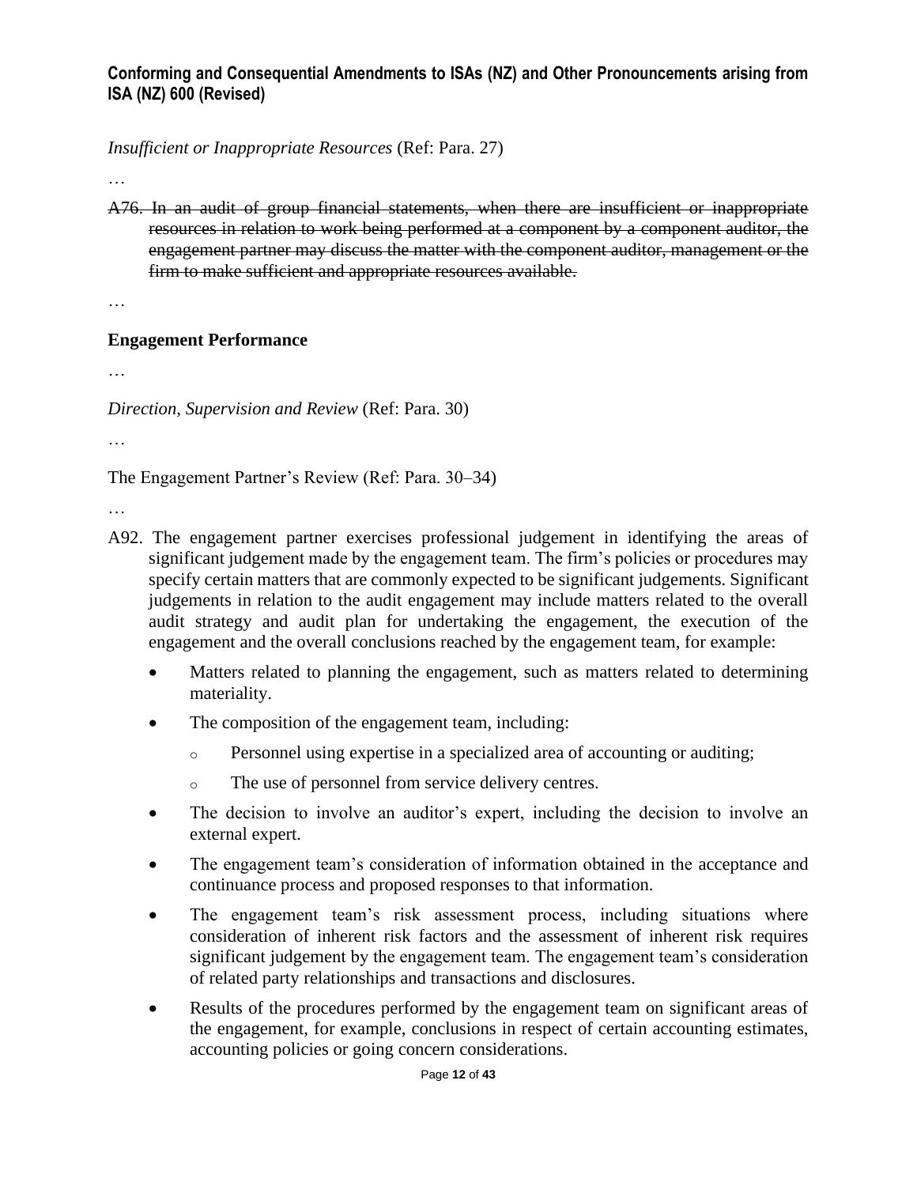*Insufficient or Inappropriate Resources* (Ref: Para. 27)

…

~~A76. In an audit of group financial statements, when there are insufficient or inappropriate resources in relation to work being performed at a component by a component auditor, the engagement partner may discuss the matter with the component auditor, management or the firm to make sufficient and appropriate resources available.~~

…

**Engagement Performance**

…

*Direction, Supervision and Review* (Ref: Para. 30)

…

The Engagement Partner's Review (Ref: Para. 30–34)

…

A92. The engagement partner exercises professional judgement in identifying the areas of significant judgement made by the engagement team. The firm's policies or procedures may specify certain matters that are commonly expected to be significant judgements. Significant judgements in relation to the audit engagement may include matters related to the overall audit strategy and audit plan for undertaking the engagement, the execution of the engagement and the overall conclusions reached by the engagement team, for example:

- Matters related to planning the engagement, such as matters related to determining materiality.
- The composition of the engagement team, including:
  - Personnel using expertise in a specialized area of accounting or auditing;
  - The use of personnel from service delivery centres.
- The decision to involve an auditor's expert, including the decision to involve an external expert.
- The engagement team's consideration of information obtained in the acceptance and continuance process and proposed responses to that information.
- The engagement team's risk assessment process, including situations where consideration of inherent risk factors and the assessment of inherent risk requires significant judgement by the engagement team. The engagement team's consideration of related party relationships and transactions and disclosures.
- Results of the procedures performed by the engagement team on significant areas of the engagement, for example, conclusions in respect of certain accounting estimates, accounting policies or going concern considerations.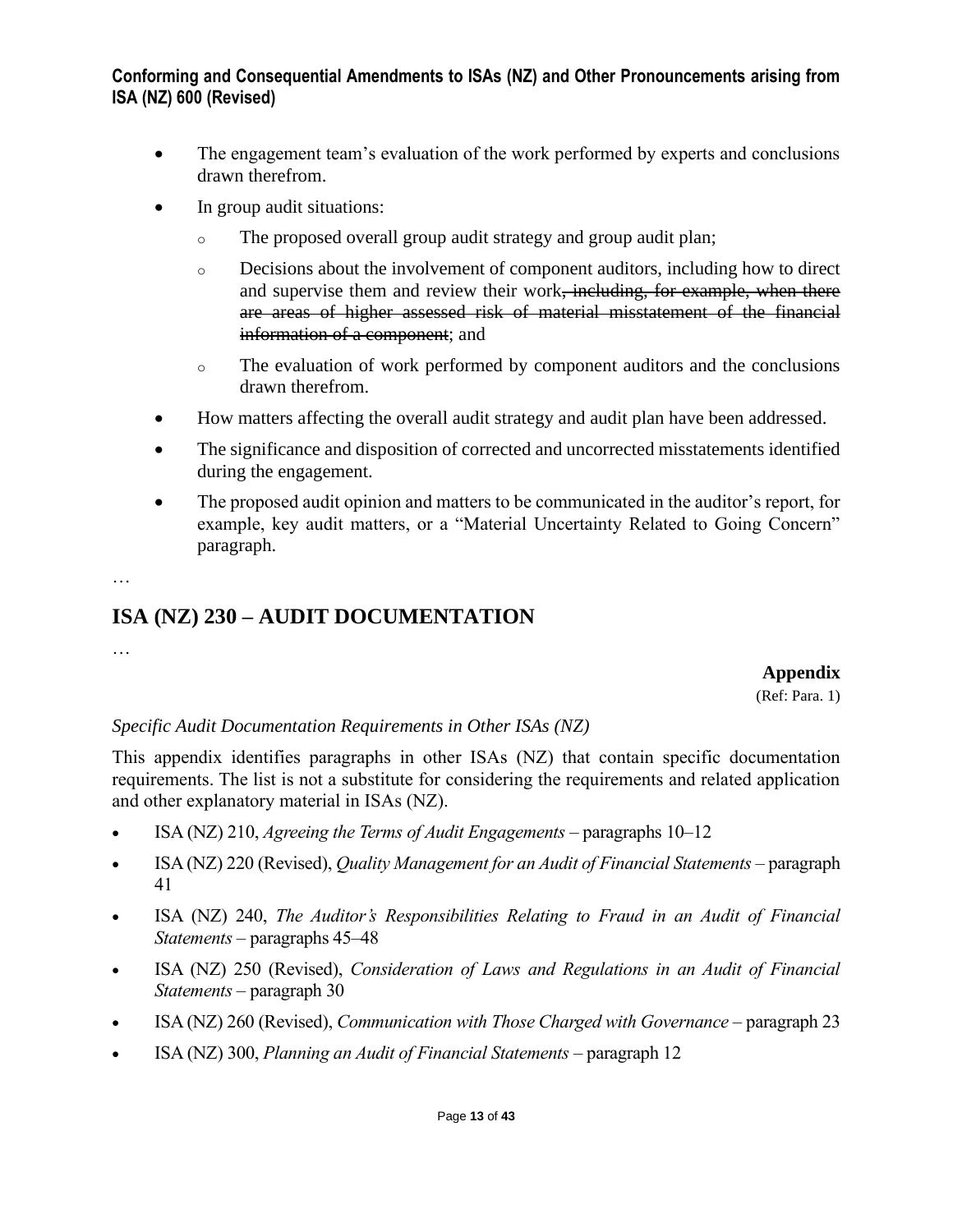- The engagement team's evaluation of the work performed by experts and conclusions drawn therefrom.
- In group audit situations:
  - The proposed overall group audit strategy and group audit plan;
  - Decisions about the involvement of component auditors, including how to direct and supervise them and review their work~~, including, for example, when there are areas of higher assessed risk of material misstatement of the financial information of a component~~; and
  - The evaluation of work performed by component auditors and the conclusions drawn therefrom.
- How matters affecting the overall audit strategy and audit plan have been addressed.
- The significance and disposition of corrected and uncorrected misstatements identified during the engagement.
- The proposed audit opinion and matters to be communicated in the auditor's report, for example, key audit matters, or a "Material Uncertainty Related to Going Concern" paragraph.

…

# ISA (NZ) 230 – AUDIT DOCUMENTATION

…

**Appendix**

(Ref: Para. 1)

*Specific Audit Documentation Requirements in Other ISAs (NZ)*

This appendix identifies paragraphs in other ISAs (NZ) that contain specific documentation requirements. The list is not a substitute for considering the requirements and related application and other explanatory material in ISAs (NZ).

- ISA (NZ) 210, *Agreeing the Terms of Audit Engagements* – paragraphs 10–12
- ISA (NZ) 220 (Revised), *Quality Management for an Audit of Financial Statements* – paragraph 41
- ISA (NZ) 240, *The Auditor's Responsibilities Relating to Fraud in an Audit of Financial Statements* – paragraphs 45–48
- ISA (NZ) 250 (Revised), *Consideration of Laws and Regulations in an Audit of Financial Statements* – paragraph 30
- ISA (NZ) 260 (Revised), *Communication with Those Charged with Governance* – paragraph 23
- ISA (NZ) 300, *Planning an Audit of Financial Statements* – paragraph 12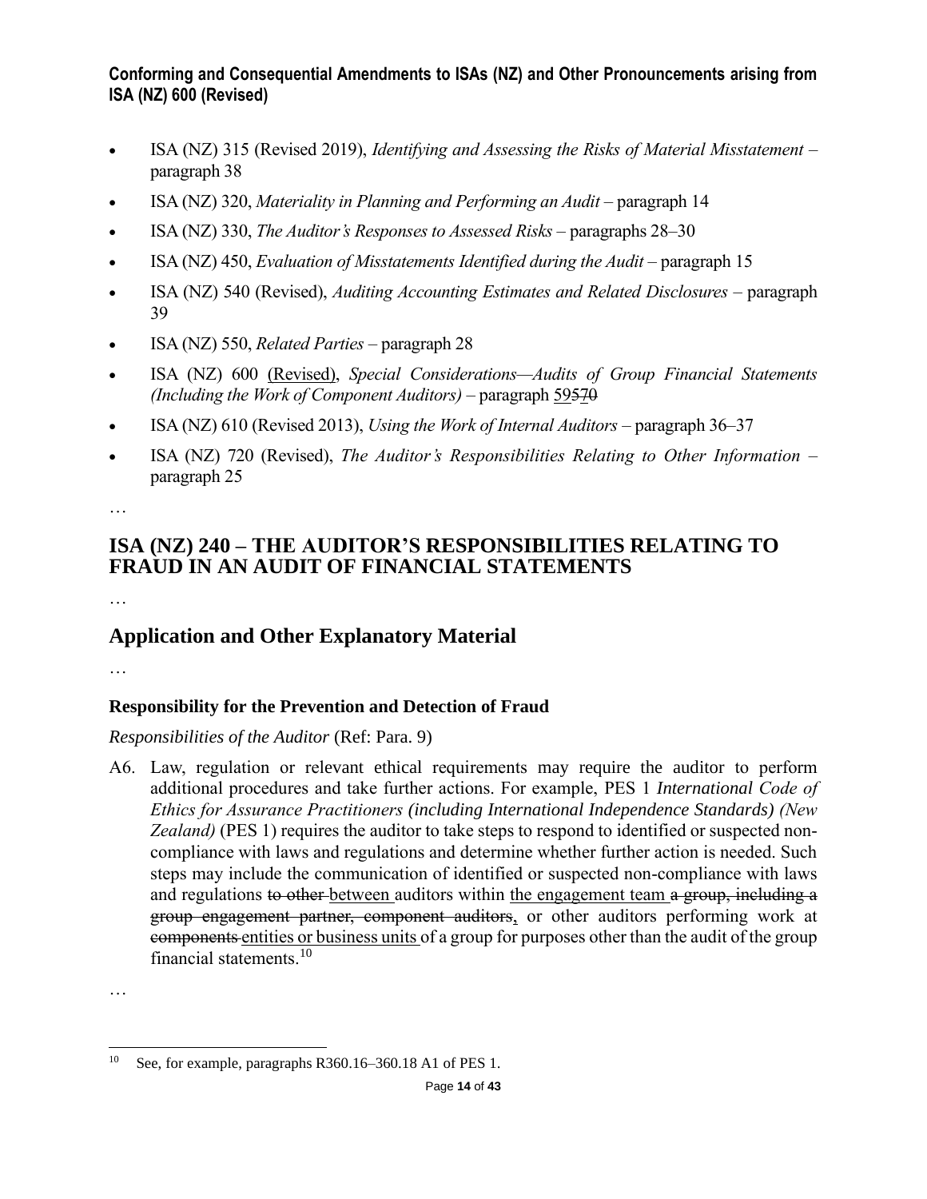- ISA (NZ) 315 (Revised 2019), *Identifying and Assessing the Risks of Material Misstatement* – paragraph 38
- ISA (NZ) 320, *Materiality in Planning and Performing an Audit* – paragraph 14
- ISA (NZ) 330, *The Auditor's Responses to Assessed Risks* – paragraphs 28–30
- ISA (NZ) 450, *Evaluation of Misstatements Identified during the Audit* – paragraph 15
- ISA (NZ) 540 (Revised), *Auditing Accounting Estimates and Related Disclosures* – paragraph 39
- ISA (NZ) 550, *Related Parties* – paragraph 28
- ISA (NZ) 600 <u>(Revised)</u>, *Special Considerations—Audits of Group Financial Statements (Including the Work of Component Auditors)* – paragraph <u>59</u>5<u>7</u>~~0~~
- ISA (NZ) 610 (Revised 2013), *Using the Work of Internal Auditors* – paragraph 36–37
- ISA (NZ) 720 (Revised), *The Auditor's Responsibilities Relating to Other Information* – paragraph 25

…

## ISA (NZ) 240 – THE AUDITOR'S RESPONSIBILITIES RELATING TO FRAUD IN AN AUDIT OF FINANCIAL STATEMENTS

…

## Application and Other Explanatory Material

…

### Responsibility for the Prevention and Detection of Fraud

*Responsibilities of the Auditor* (Ref: Para. 9)

A6. Law, regulation or relevant ethical requirements may require the auditor to perform additional procedures and take further actions. For example, PES 1 *International Code of Ethics for Assurance Practitioners (including International Independence Standards) (New Zealand)* (PES 1) requires the auditor to take steps to respond to identified or suspected non-compliance with laws and regulations and determine whether further action is needed. Such steps may include the communication of identified or suspected non-compliance with laws and regulations ~~to other~~ <u>between</u> auditors within <u>the engagement team</u> ~~a group, including a group engagement partner, component auditors~~<u>,</u> or other auditors performing work at ~~components~~ <u>entities or business units</u> of a group for purposes other than the audit of the group financial statements.[10]

…

[10] See, for example, paragraphs R360.16–360.18 A1 of PES 1.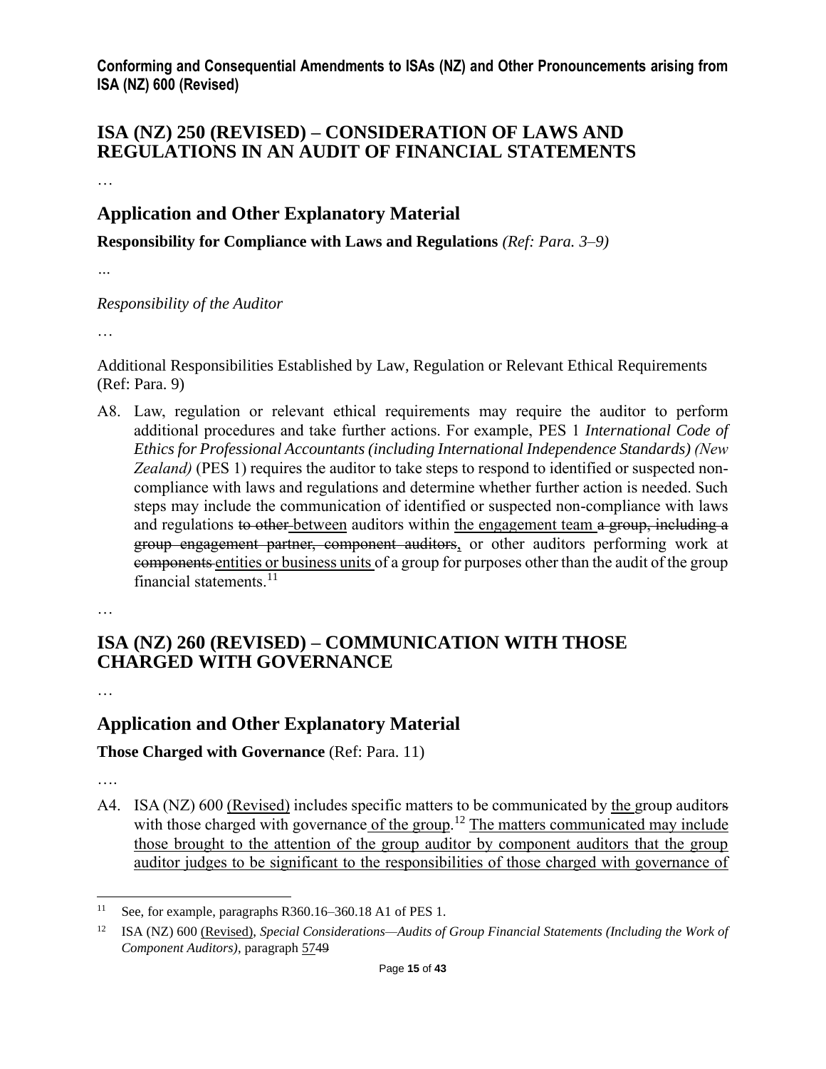## ISA (NZ) 250 (REVISED) – CONSIDERATION OF LAWS AND REGULATIONS IN AN AUDIT OF FINANCIAL STATEMENTS

…

## Application and Other Explanatory Material

**Responsibility for Compliance with Laws and Regulations** *(Ref: Para. 3–9)*

…

*Responsibility of the Auditor*

…

Additional Responsibilities Established by Law, Regulation or Relevant Ethical Requirements (Ref: Para. 9)

A8. Law, regulation or relevant ethical requirements may require the auditor to perform additional procedures and take further actions. For example, PES 1 *International Code of Ethics for Professional Accountants (including International Independence Standards) (New Zealand)* (PES 1) requires the auditor to take steps to respond to identified or suspected non-compliance with laws and regulations and determine whether further action is needed. Such steps may include the communication of identified or suspected non-compliance with laws and regulations ~~to other~~ <u>between</u> auditors within <u>the engagement team</u> ~~a group, including a group engagement partner, component auditors~~<u>,</u> or other auditors performing work at ~~components~~ <u>entities or business units</u> of a group for purposes other than the audit of the group financial statements.[11]

…

## ISA (NZ) 260 (REVISED) – COMMUNICATION WITH THOSE CHARGED WITH GOVERNANCE

…

## Application and Other Explanatory Material

**Those Charged with Governance** (Ref: Para. 11)

….

A4. ISA (NZ) 600 <u>(Revised)</u> includes specific matters to be communicated by <u>the</u> group auditor~~s~~ with those charged with governance <u>of the group</u>.[12] <u>The matters communicated may include those brought to the attention of the group auditor by component auditors that the group auditor judges to be significant to the responsibilities of those charged with governance of</u>

---

[11] See, for example, paragraphs R360.16–360.18 A1 of PES 1.

[12] ISA (NZ) 600 <u>(Revised)</u>, *Special Considerations—Audits of Group Financial Statements (Including the Work of Component Auditors)*, paragraph <u>57</u>~~49~~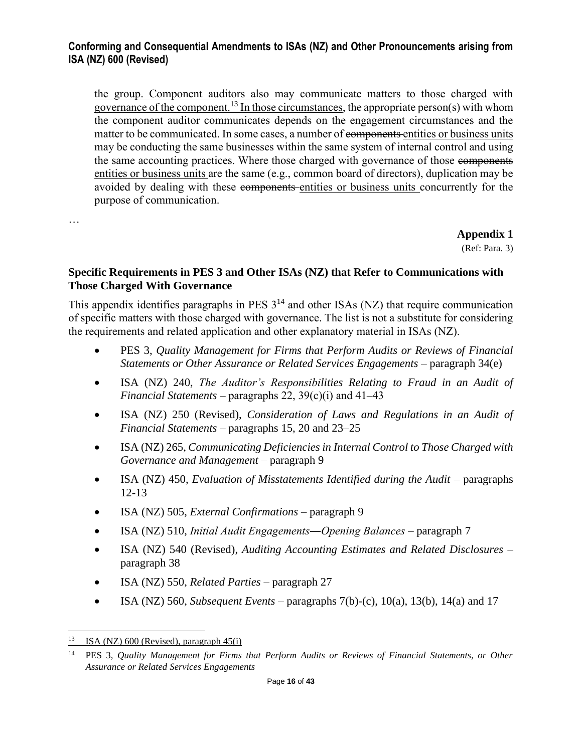the group. Component auditors also may communicate matters to those charged with governance of the component.[13] In those circumstances, the appropriate person(s) with whom the component auditor communicates depends on the engagement circumstances and the matter to be communicated. In some cases, a number of ~~components~~ entities or business units may be conducting the same businesses within the same system of internal control and using the same accounting practices. Where those charged with governance of those ~~components~~ entities or business units are the same (e.g., common board of directors), duplication may be avoided by dealing with these ~~components~~ entities or business units concurrently for the purpose of communication.

…

**Appendix 1**

(Ref: Para. 3)

### Specific Requirements in PES 3 and Other ISAs (NZ) that Refer to Communications with Those Charged With Governance

This appendix identifies paragraphs in PES 3[14] and other ISAs (NZ) that require communication of specific matters with those charged with governance. The list is not a substitute for considering the requirements and related application and other explanatory material in ISAs (NZ).

- PES 3, *Quality Management for Firms that Perform Audits or Reviews of Financial Statements or Other Assurance or Related Services Engagements* – paragraph 34(e)
- ISA (NZ) 240, *The Auditor's Responsibilities Relating to Fraud in an Audit of Financial Statements* – paragraphs 22, 39(c)(i) and 41–43
- ISA (NZ) 250 (Revised), *Consideration of Laws and Regulations in an Audit of Financial Statements* – paragraphs 15, 20 and 23–25
- ISA (NZ) 265, *Communicating Deficiencies in Internal Control to Those Charged with Governance and Management* – paragraph 9
- ISA (NZ) 450, *Evaluation of Misstatements Identified during the Audit* – paragraphs 12-13
- ISA (NZ) 505, *External Confirmations* – paragraph 9
- ISA (NZ) 510, *Initial Audit Engagements—Opening Balances* – paragraph 7
- ISA (NZ) 540 (Revised), *Auditing Accounting Estimates and Related Disclosures* – paragraph 38
- ISA (NZ) 550, *Related Parties* – paragraph 27
- ISA (NZ) 560, *Subsequent Events* – paragraphs 7(b)-(c), 10(a), 13(b), 14(a) and 17

---

[13] ISA (NZ) 600 (Revised), paragraph 45(i)

[14] PES 3, *Quality Management for Firms that Perform Audits or Reviews of Financial Statements, or Other Assurance or Related Services Engagements*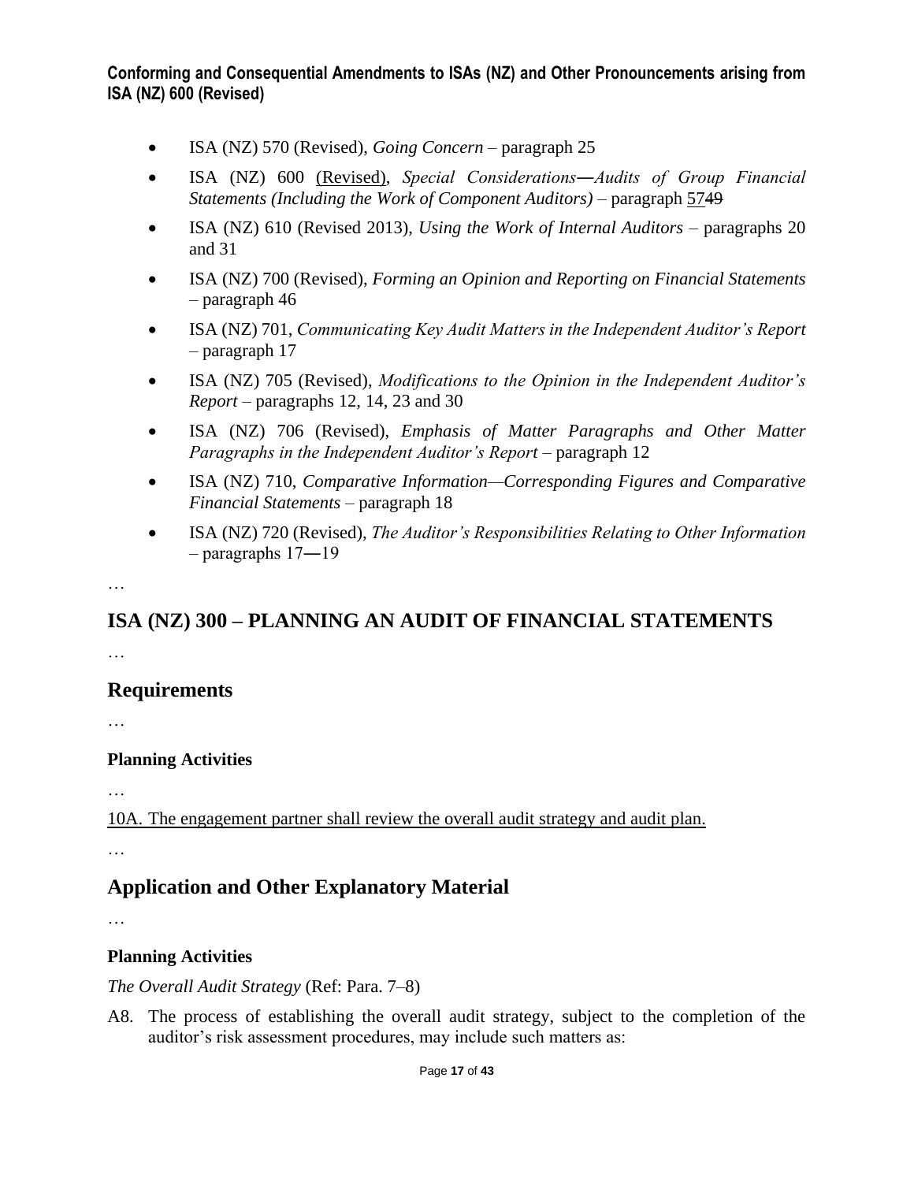- ISA (NZ) 570 (Revised), *Going Concern* – paragraph 25
- ISA (NZ) 600 (Revised), *Special Considerations—Audits of Group Financial Statements (Including the Work of Component Auditors)* – paragraph ~~49~~ 57
- ISA (NZ) 610 (Revised 2013), *Using the Work of Internal Auditors* – paragraphs 20 and 31
- ISA (NZ) 700 (Revised), *Forming an Opinion and Reporting on Financial Statements* – paragraph 46
- ISA (NZ) 701, *Communicating Key Audit Matters in the Independent Auditor's Report* – paragraph 17
- ISA (NZ) 705 (Revised), *Modifications to the Opinion in the Independent Auditor's Report* – paragraphs 12, 14, 23 and 30
- ISA (NZ) 706 (Revised), *Emphasis of Matter Paragraphs and Other Matter Paragraphs in the Independent Auditor's Report* – paragraph 12
- ISA (NZ) 710, *Comparative Information—Corresponding Figures and Comparative Financial Statements* – paragraph 18
- ISA (NZ) 720 (Revised), *The Auditor's Responsibilities Relating to Other Information* – paragraphs 17—19

…

# ISA (NZ) 300 – PLANNING AN AUDIT OF FINANCIAL STATEMENTS

…

## Requirements

…

### Planning Activities

…

10A. The engagement partner shall review the overall audit strategy and audit plan.

…

## Application and Other Explanatory Material

…

### Planning Activities

*The Overall Audit Strategy* (Ref: Para. 7–8)

A8. The process of establishing the overall audit strategy, subject to the completion of the auditor's risk assessment procedures, may include such matters as: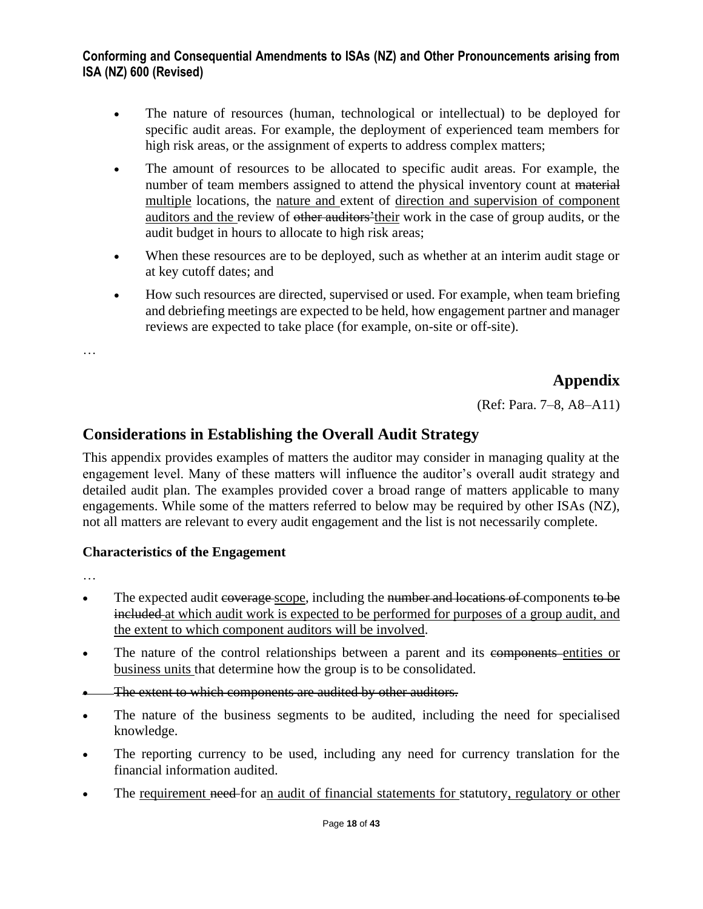- The nature of resources (human, technological or intellectual) to be deployed for specific audit areas. For example, the deployment of experienced team members for high risk areas, or the assignment of experts to address complex matters;
- The amount of resources to be allocated to specific audit areas. For example, the number of team members assigned to attend the physical inventory count at ~~material~~ <u>multiple</u> locations, the <u>nature and</u> extent of <u>direction and supervision of component auditors and the</u> review of ~~other auditors'~~<u>their</u> work in the case of group audits, or the audit budget in hours to allocate to high risk areas;
- When these resources are to be deployed, such as whether at an interim audit stage or at key cutoff dates; and
- How such resources are directed, supervised or used. For example, when team briefing and debriefing meetings are expected to be held, how engagement partner and manager reviews are expected to take place (for example, on-site or off-site).

…

## Appendix

(Ref: Para. 7–8, A8–A11)

## Considerations in Establishing the Overall Audit Strategy

This appendix provides examples of matters the auditor may consider in managing quality at the engagement level. Many of these matters will influence the auditor's overall audit strategy and detailed audit plan. The examples provided cover a broad range of matters applicable to many engagements. While some of the matters referred to below may be required by other ISAs (NZ), not all matters are relevant to every audit engagement and the list is not necessarily complete.

### Characteristics of the Engagement

…

- The expected audit ~~coverage~~ <u>scope</u>, including the ~~number and locations of~~ components ~~to be included~~ <u>at which audit work is expected to be performed for purposes of a group audit, and the extent to which component auditors will be involved</u>.
- The nature of the control relationships between a parent and its ~~components~~ <u>entities or business units</u> that determine how the group is to be consolidated.
- ~~The extent to which components are audited by other auditors.~~
- The nature of the business segments to be audited, including the need for specialised knowledge.
- The reporting currency to be used, including any need for currency translation for the financial information audited.
- The <u>requirement</u> ~~need~~ for a<u>n audit of financial statements for</u> statutory<u>, regulatory or other</u>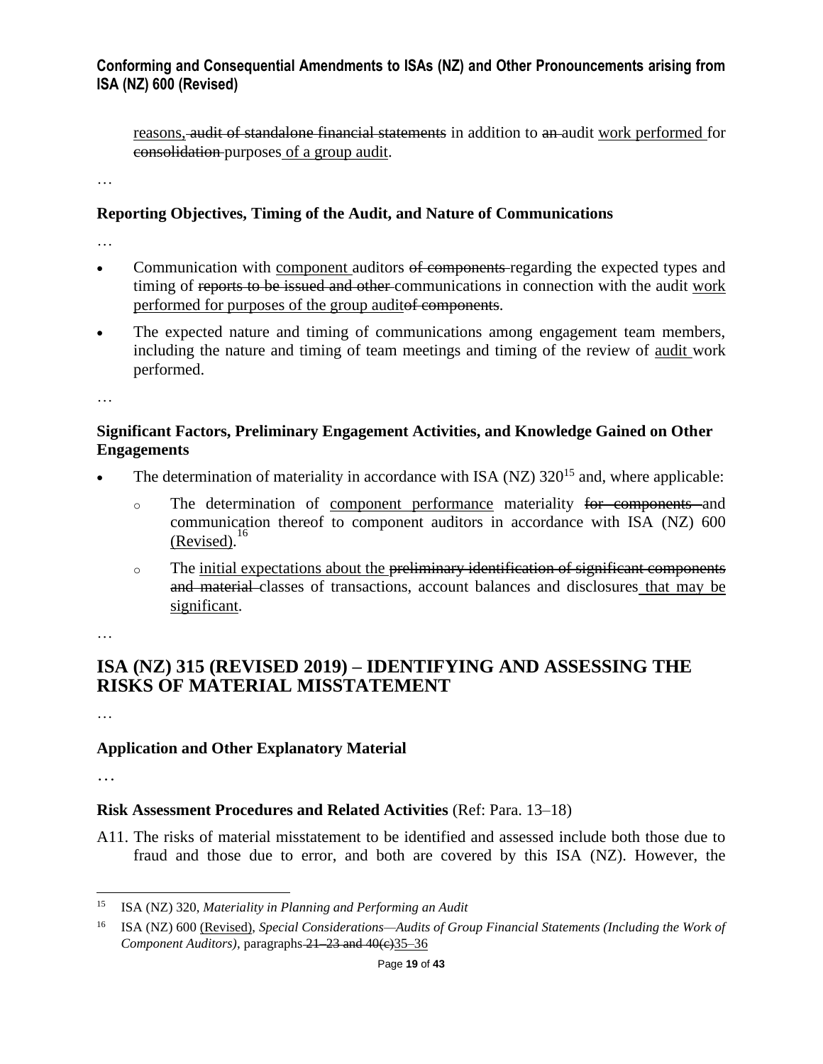reasons, ~~audit of standalone financial statements~~ in addition to ~~an~~ audit <u>work performed</u> for ~~consolidation~~ purposes <u>of a group audit</u>.

…

**Reporting Objectives, Timing of the Audit, and Nature of Communications**

…

- Communication with <u>component</u> auditors ~~of components~~ regarding the expected types and timing of ~~reports to be issued and other~~ communications in connection with the audit <u>work performed for purposes of the group audit</u>~~of components~~.
- The expected nature and timing of communications among engagement team members, including the nature and timing of team meetings and timing of the review of <u>audit</u> work performed.

…

**Significant Factors, Preliminary Engagement Activities, and Knowledge Gained on Other Engagements**

- The determination of materiality in accordance with ISA (NZ) 320[15] and, where applicable:
  - The determination of <u>component performance</u> materiality ~~for components~~ and communication thereof to component auditors in accordance with ISA (NZ) 600 <u>(Revised)</u>.[16]
  - The <u>initial expectations about the</u> ~~preliminary identification of significant components and material~~ classes of transactions, account balances and disclosures <u>that may be significant</u>.

…

## ISA (NZ) 315 (REVISED 2019) – IDENTIFYING AND ASSESSING THE RISKS OF MATERIAL MISSTATEMENT

…

**Application and Other Explanatory Material**

…

**Risk Assessment Procedures and Related Activities** (Ref: Para. 13–18)

A11. The risks of material misstatement to be identified and assessed include both those due to fraud and those due to error, and both are covered by this ISA (NZ). However, the

---

[15] ISA (NZ) 320, *Materiality in Planning and Performing an Audit*

[16] ISA (NZ) 600 <u>(Revised)</u>, *Special Considerations—Audits of Group Financial Statements (Including the Work of Component Auditors)*, paragraphs ~~21–23 and 40(c)~~<u>35–36</u>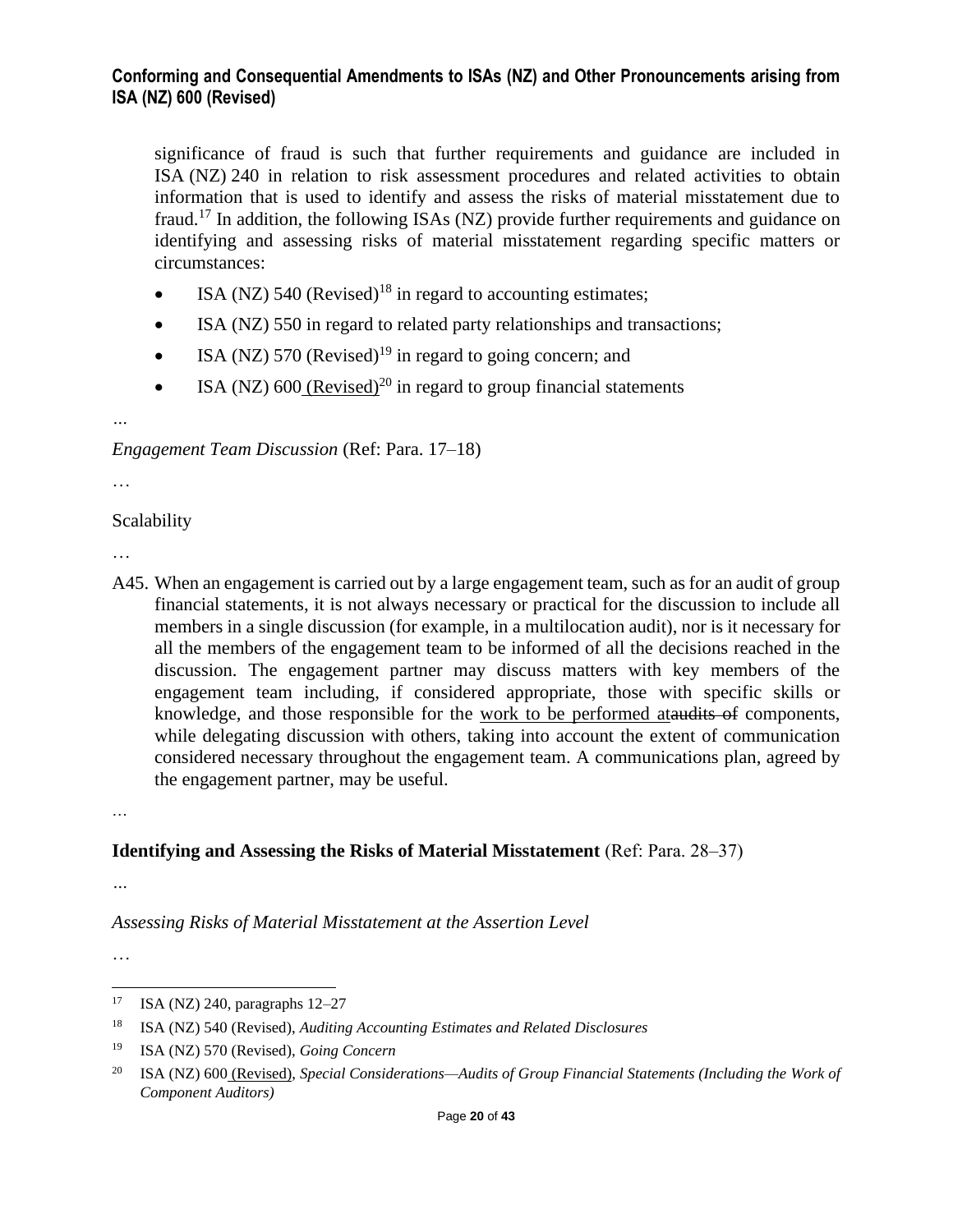significance of fraud is such that further requirements and guidance are included in ISA (NZ) 240 in relation to risk assessment procedures and related activities to obtain information that is used to identify and assess the risks of material misstatement due to fraud.[17] In addition, the following ISAs (NZ) provide further requirements and guidance on identifying and assessing risks of material misstatement regarding specific matters or circumstances:

- ISA (NZ) 540 (Revised)[18] in regard to accounting estimates;
- ISA (NZ) 550 in regard to related party relationships and transactions;
- ISA (NZ) 570 (Revised)[19] in regard to going concern; and
- ISA (NZ) 600 <u>(Revised)</u>[20] in regard to group financial statements

…

*Engagement Team Discussion* (Ref: Para. 17–18)

…

Scalability

…

A45. When an engagement is carried out by a large engagement team, such as for an audit of group financial statements, it is not always necessary or practical for the discussion to include all members in a single discussion (for example, in a multilocation audit), nor is it necessary for all the members of the engagement team to be informed of all the decisions reached in the discussion. The engagement partner may discuss matters with key members of the engagement team including, if considered appropriate, those with specific skills or knowledge, and those responsible for the <u>work to be performed at</u>~~audits of~~ components, while delegating discussion with others, taking into account the extent of communication considered necessary throughout the engagement team. A communications plan, agreed by the engagement partner, may be useful.

…

**Identifying and Assessing the Risks of Material Misstatement** (Ref: Para. 28–37)

…

*Assessing Risks of Material Misstatement at the Assertion Level*

…

---

[17] ISA (NZ) 240, paragraphs 12–27

[18] ISA (NZ) 540 (Revised), *Auditing Accounting Estimates and Related Disclosures*

[19] ISA (NZ) 570 (Revised), *Going Concern*

[20] ISA (NZ) 600 <u>(Revised)</u>, *Special Considerations—Audits of Group Financial Statements (Including the Work of Component Auditors)*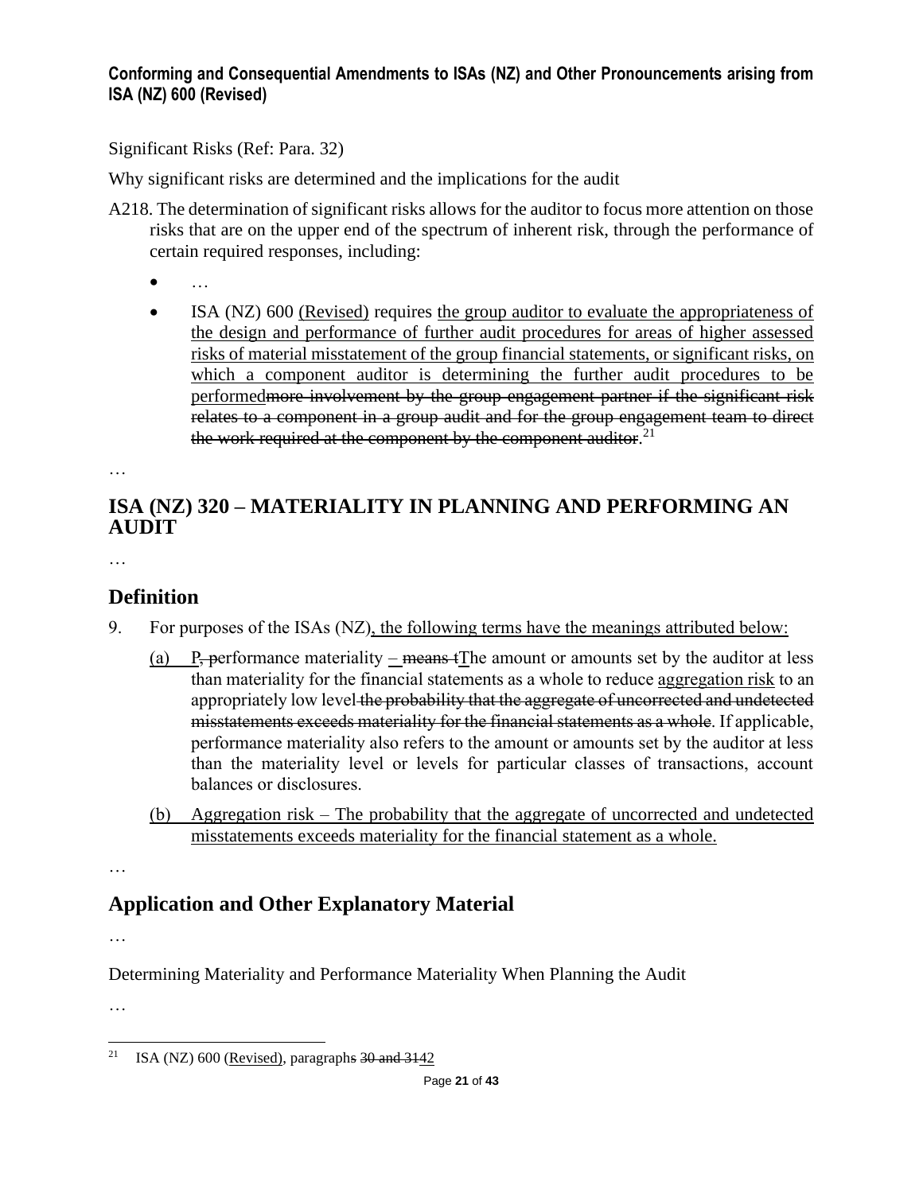Significant Risks (Ref: Para. 32)

Why significant risks are determined and the implications for the audit

A218. The determination of significant risks allows for the auditor to focus more attention on those risks that are on the upper end of the spectrum of inherent risk, through the performance of certain required responses, including:

- …
- ISA (NZ) 600 (Revised) requires the group auditor to evaluate the appropriateness of the design and performance of further audit procedures for areas of higher assessed risks of material misstatement of the group financial statements, or significant risks, on which a component auditor is determining the further audit procedures to be performed~~more involvement by the group engagement partner if the significant risk relates to a component in a group audit and for the group engagement team to direct the work required at the component by the component auditor~~.[21]

…

## ISA (NZ) 320 – MATERIALITY IN PLANNING AND PERFORMING AN AUDIT

…

### Definition

9. For purposes of the ISAs (NZ), the following terms have the meanings attributed below:

   (a) P~~, p~~erformance materiality – ~~means t~~The amount or amounts set by the auditor at less than materiality for the financial statements as a whole to reduce aggregation risk to an appropriately low level ~~the probability that the aggregate of uncorrected and undetected misstatements exceeds materiality for the financial statements as a whole~~. If applicable, performance materiality also refers to the amount or amounts set by the auditor at less than the materiality level or levels for particular classes of transactions, account balances or disclosures.

   (b) Aggregation risk – The probability that the aggregate of uncorrected and undetected misstatements exceeds materiality for the financial statement as a whole.

…

### Application and Other Explanatory Material

…

Determining Materiality and Performance Materiality When Planning the Audit

…

---

[21] ISA (NZ) 600 (Revised), paragraph~~s 30 and 31~~42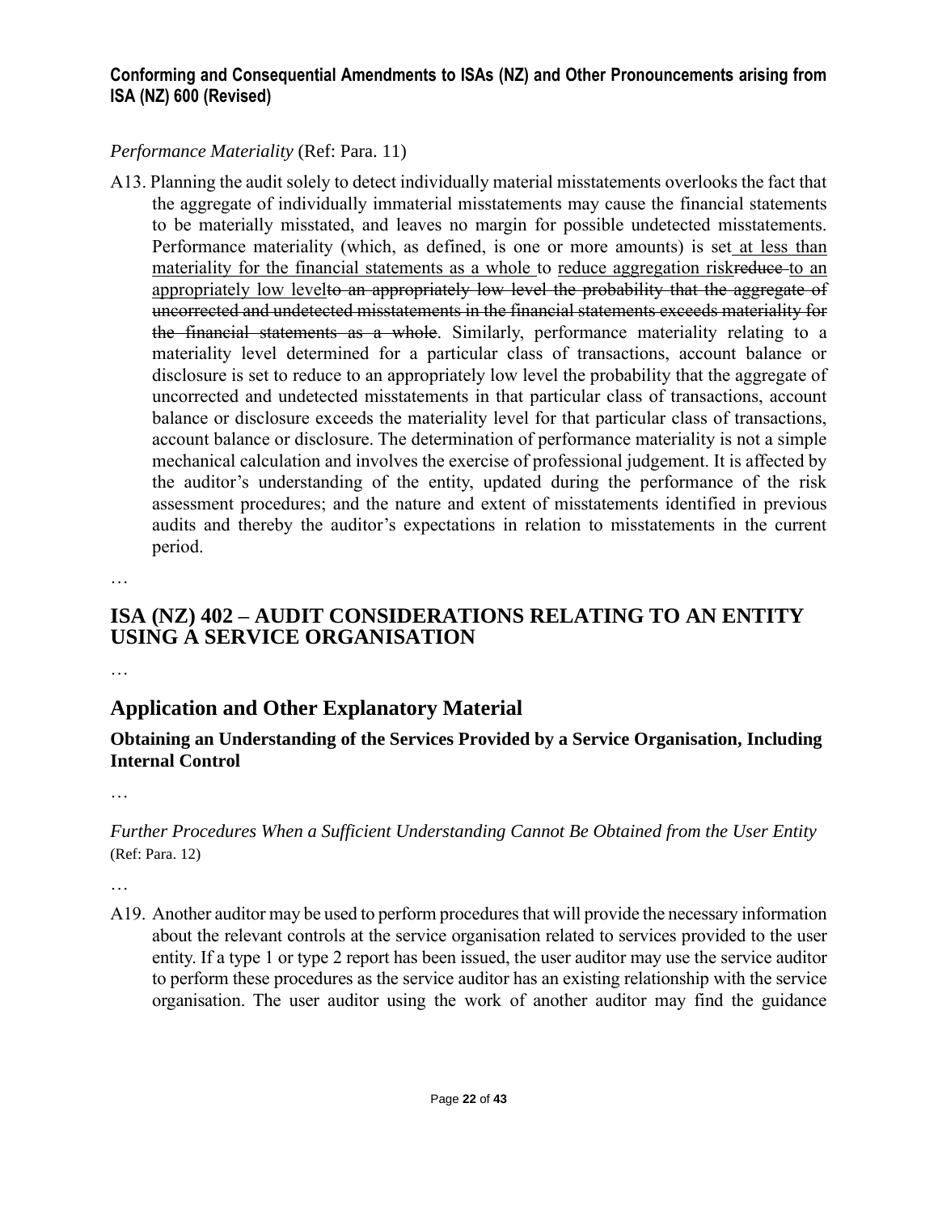*Performance Materiality* (Ref: Para. 11)

A13. Planning the audit solely to detect individually material misstatements overlooks the fact that the aggregate of individually immaterial misstatements may cause the financial statements to be materially misstated, and leaves no margin for possible undetected misstatements. Performance materiality (which, as defined, is one or more amounts) is set<u> at less than materiality for the financial statements as a whole </u>to <u>reduce aggregation risk</u>~~reduce ~~<u>to an appropriately low level</u>~~to an appropriately low level the probability that the aggregate of uncorrected and undetected misstatements in the financial statements exceeds materiality for the financial statements as a whole~~. Similarly, performance materiality relating to a materiality level determined for a particular class of transactions, account balance or disclosure is set to reduce to an appropriately low level the probability that the aggregate of uncorrected and undetected misstatements in that particular class of transactions, account balance or disclosure exceeds the materiality level for that particular class of transactions, account balance or disclosure. The determination of performance materiality is not a simple mechanical calculation and involves the exercise of professional judgement. It is affected by the auditor's understanding of the entity, updated during the performance of the risk assessment procedures; and the nature and extent of misstatements identified in previous audits and thereby the auditor's expectations in relation to misstatements in the current period.

…

## ISA (NZ) 402 – AUDIT CONSIDERATIONS RELATING TO AN ENTITY USING A SERVICE ORGANISATION

…

## Application and Other Explanatory Material

### Obtaining an Understanding of the Services Provided by a Service Organisation, Including Internal Control

…

*Further Procedures When a Sufficient Understanding Cannot Be Obtained from the User Entity* (Ref: Para. 12)

…

A19. Another auditor may be used to perform procedures that will provide the necessary information about the relevant controls at the service organisation related to services provided to the user entity. If a type 1 or type 2 report has been issued, the user auditor may use the service auditor to perform these procedures as the service auditor has an existing relationship with the service organisation. The user auditor using the work of another auditor may find the guidance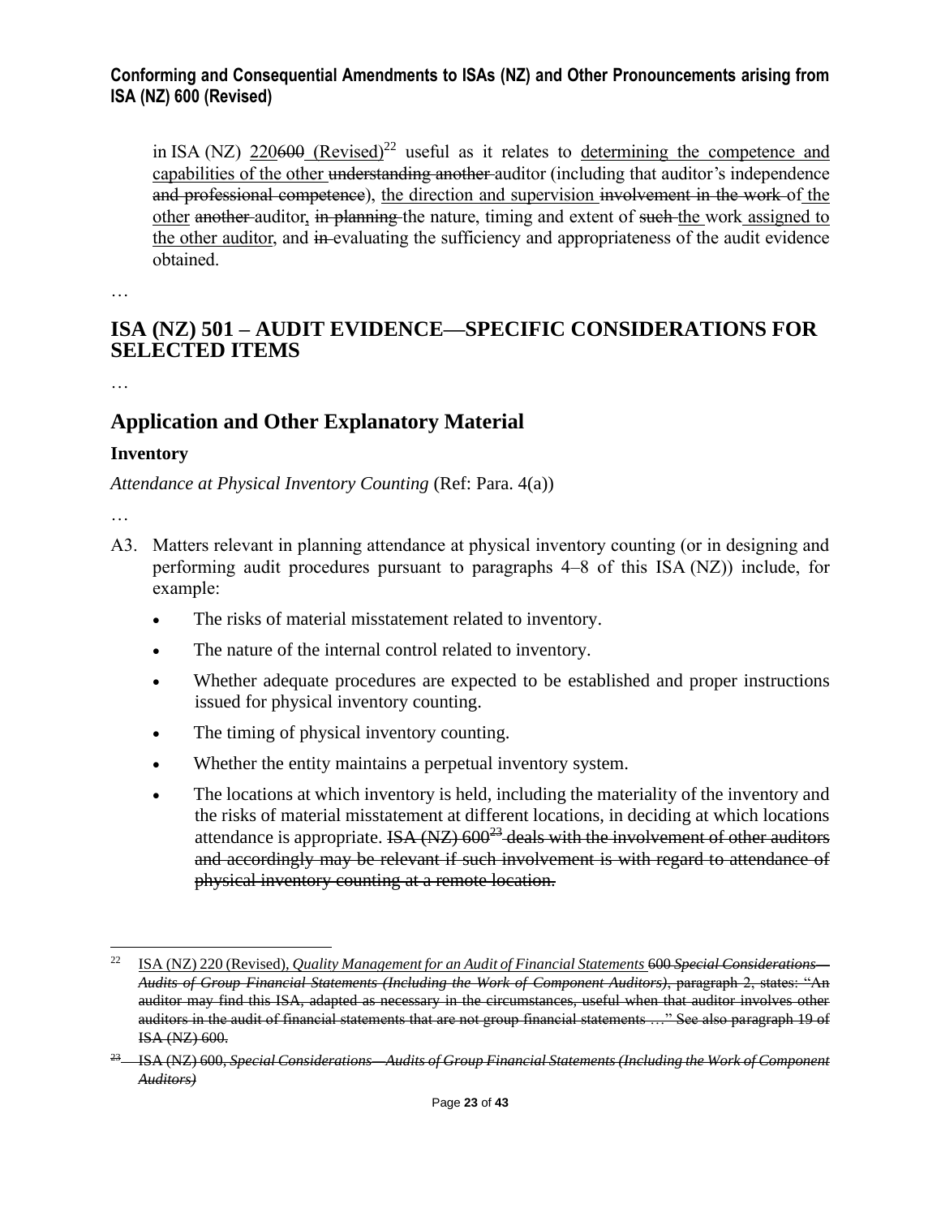in ISA (NZ) 220600 (Revised)[22] useful as it relates to determining the competence and capabilities of the other understanding another auditor (including that auditor's independence and professional competence), the direction and supervision involvement in the work of the other another auditor, in planning the nature, timing and extent of such the work assigned to the other auditor, and in evaluating the sufficiency and appropriateness of the audit evidence obtained.

…

## ISA (NZ) 501 – AUDIT EVIDENCE—SPECIFIC CONSIDERATIONS FOR SELECTED ITEMS

…

## Application and Other Explanatory Material

### Inventory

*Attendance at Physical Inventory Counting* (Ref: Para. 4(a))

…

A3. Matters relevant in planning attendance at physical inventory counting (or in designing and performing audit procedures pursuant to paragraphs 4–8 of this ISA (NZ)) include, for example:

- The risks of material misstatement related to inventory.
- The nature of the internal control related to inventory.
- Whether adequate procedures are expected to be established and proper instructions issued for physical inventory counting.
- The timing of physical inventory counting.
- Whether the entity maintains a perpetual inventory system.
- The locations at which inventory is held, including the materiality of the inventory and the risks of material misstatement at different locations, in deciding at which locations attendance is appropriate. ~~ISA (NZ) 600[23] deals with the involvement of other auditors and accordingly may be relevant if such involvement is with regard to attendance of physical inventory counting at a remote location.~~

---

[22] ISA (NZ) 220 (Revised), *Quality Management for an Audit of Financial Statements* ~~600 *Special Considerations—Audits of Group Financial Statements (Including the Work of Component Auditors)*, paragraph 2, states: "An auditor may find this ISA, adapted as necessary in the circumstances, useful when that auditor involves other auditors in the audit of financial statements that are not group financial statements …" See also paragraph 19 of ISA (NZ) 600.~~

~~[23] ISA (NZ) 600, *Special Considerations—Audits of Group Financial Statements (Including the Work of Component Auditors)*~~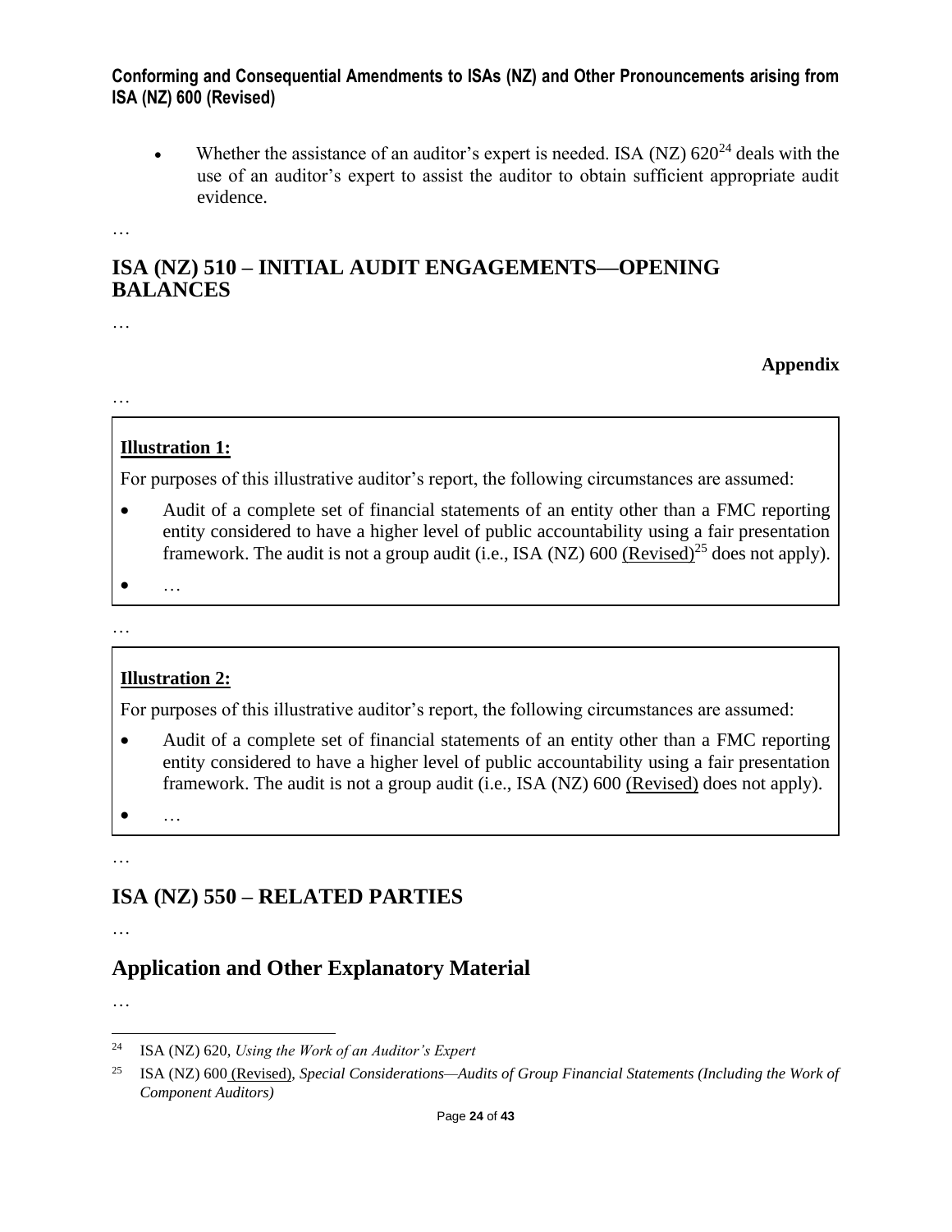- Whether the assistance of an auditor's expert is needed. ISA (NZ) 620[24] deals with the use of an auditor's expert to assist the auditor to obtain sufficient appropriate audit evidence.

…

## ISA (NZ) 510 – INITIAL AUDIT ENGAGEMENTS—OPENING BALANCES

…

**Appendix**

…

**Illustration 1:**

For purposes of this illustrative auditor's report, the following circumstances are assumed:

- Audit of a complete set of financial statements of an entity other than a FMC reporting entity considered to have a higher level of public accountability using a fair presentation framework. The audit is not a group audit (i.e., ISA (NZ) 600 <u>(Revised)</u>[25] does not apply).
- …

…

**Illustration 2:**

For purposes of this illustrative auditor's report, the following circumstances are assumed:

- Audit of a complete set of financial statements of an entity other than a FMC reporting entity considered to have a higher level of public accountability using a fair presentation framework. The audit is not a group audit (i.e., ISA (NZ) 600 <u>(Revised)</u> does not apply).
- …

…

## ISA (NZ) 550 – RELATED PARTIES

…

## Application and Other Explanatory Material

…

---

[24] ISA (NZ) 620, *Using the Work of an Auditor's Expert*

[25] ISA (NZ) 600 <u>(Revised)</u>, *Special Considerations—Audits of Group Financial Statements (Including the Work of Component Auditors)*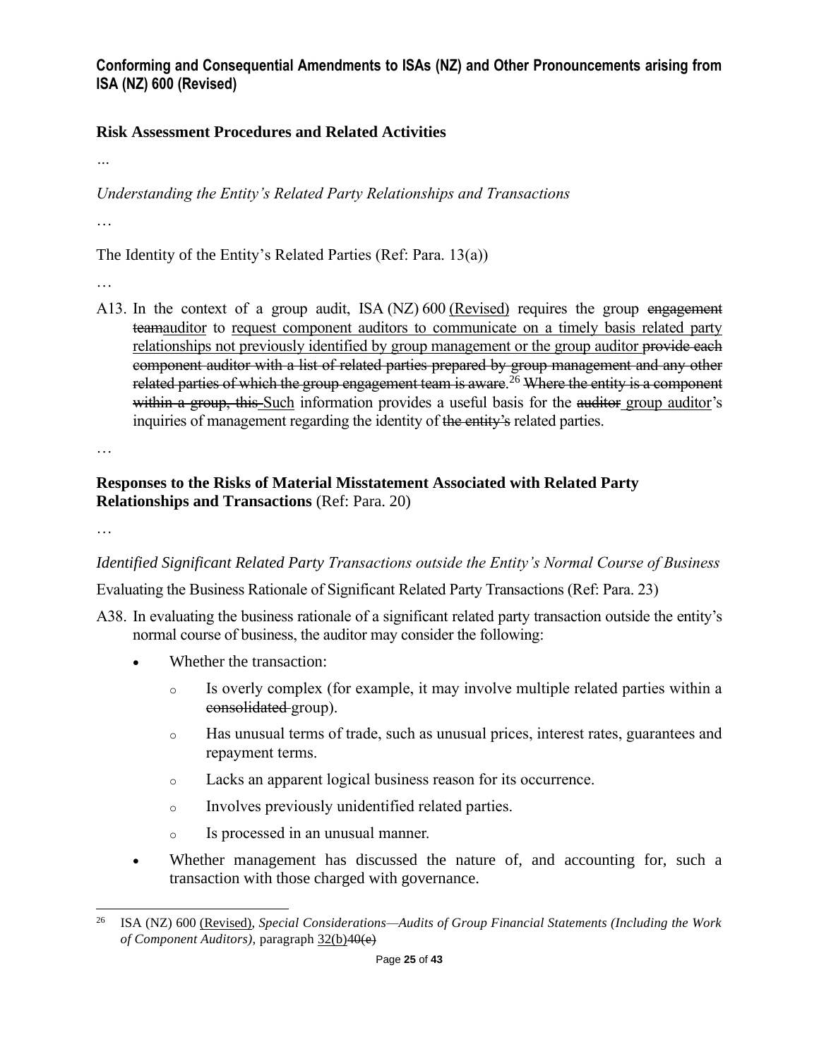## Risk Assessment Procedures and Related Activities

…

*Understanding the Entity's Related Party Relationships and Transactions*

…

The Identity of the Entity's Related Parties (Ref: Para. 13(a))

…

A13. In the context of a group audit, ISA (NZ) 600 <u>(Revised)</u> requires the group ~~engagement team~~<u>auditor</u> to <u>request component auditors to communicate on a timely basis related party relationships not previously identified by group management or the group auditor</u> ~~provide each component auditor with a list of related parties prepared by group management and any other related parties of which the group engagement team is aware~~.[26] ~~Where the entity is a component within a group, this~~ <u>Such</u> information provides a useful basis for the ~~auditor~~ <u>group auditor</u>'s inquiries of management regarding the identity of ~~the entity's~~ related parties.

…

## Responses to the Risks of Material Misstatement Associated with Related Party Relationships and Transactions (Ref: Para. 20)

…

*Identified Significant Related Party Transactions outside the Entity's Normal Course of Business*

Evaluating the Business Rationale of Significant Related Party Transactions (Ref: Para. 23)

A38. In evaluating the business rationale of a significant related party transaction outside the entity's normal course of business, the auditor may consider the following:

- Whether the transaction:
  - Is overly complex (for example, it may involve multiple related parties within a ~~consolidated~~ group).
  - Has unusual terms of trade, such as unusual prices, interest rates, guarantees and repayment terms.
  - Lacks an apparent logical business reason for its occurrence.
  - Involves previously unidentified related parties.
  - Is processed in an unusual manner.
- Whether management has discussed the nature of, and accounting for, such a transaction with those charged with governance.

---

[26] ISA (NZ) 600 <u>(Revised)</u>, *Special Considerations—Audits of Group Financial Statements (Including the Work of Component Auditors),* paragraph <u>32(b)</u>~~40(e)~~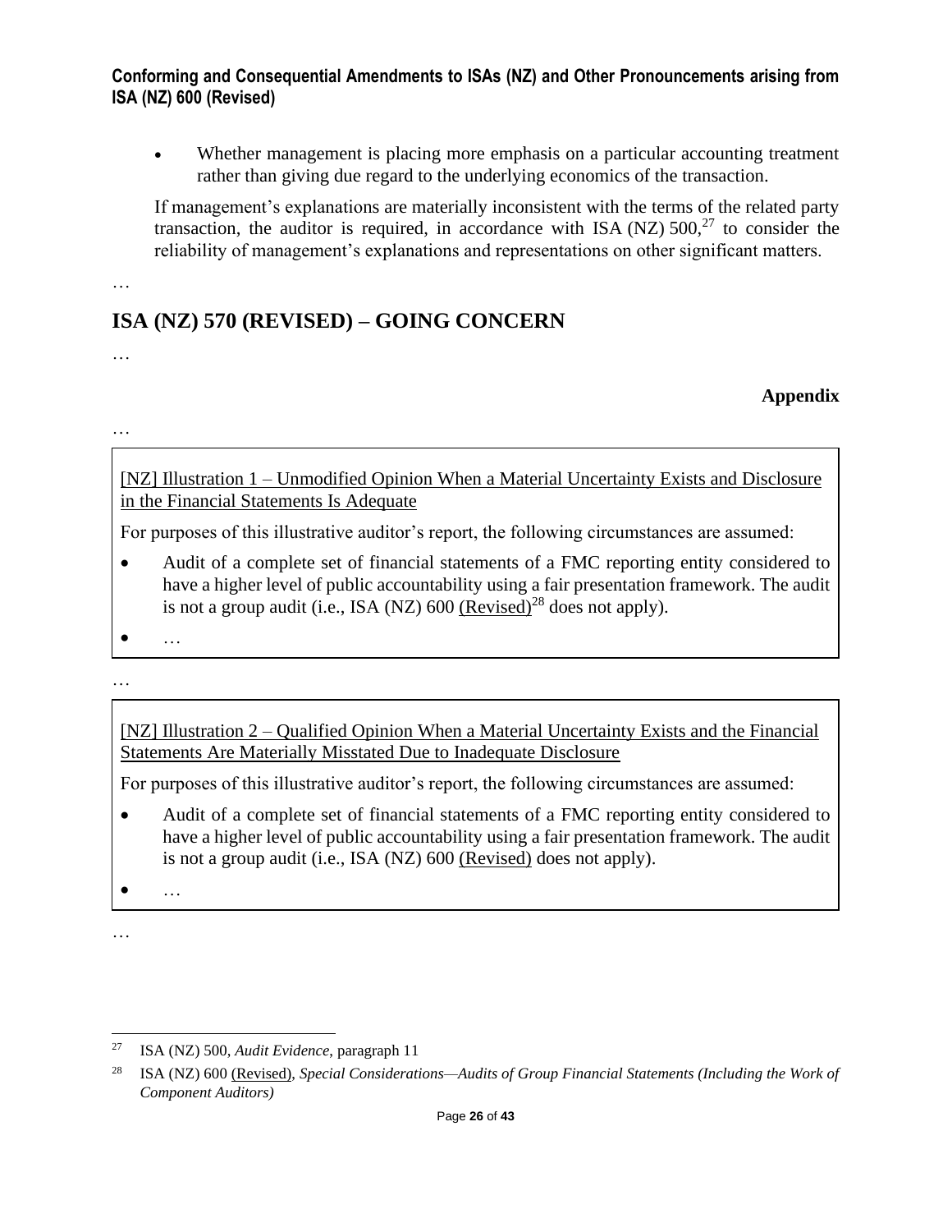- Whether management is placing more emphasis on a particular accounting treatment rather than giving due regard to the underlying economics of the transaction.

If management's explanations are materially inconsistent with the terms of the related party transaction, the auditor is required, in accordance with ISA (NZ) 500,[27] to consider the reliability of management's explanations and representations on other significant matters.

…

# ISA (NZ) 570 (REVISED) – GOING CONCERN

…

**Appendix**

…

[NZ] Illustration 1 – Unmodified Opinion When a Material Uncertainty Exists and Disclosure in the Financial Statements Is Adequate

For purposes of this illustrative auditor's report, the following circumstances are assumed:

- Audit of a complete set of financial statements of a FMC reporting entity considered to have a higher level of public accountability using a fair presentation framework. The audit is not a group audit (i.e., ISA (NZ) 600 (Revised)[28] does not apply).
- …

…

[NZ] Illustration 2 – Qualified Opinion When a Material Uncertainty Exists and the Financial Statements Are Materially Misstated Due to Inadequate Disclosure

For purposes of this illustrative auditor's report, the following circumstances are assumed:

- Audit of a complete set of financial statements of a FMC reporting entity considered to have a higher level of public accountability using a fair presentation framework. The audit is not a group audit (i.e., ISA (NZ) 600 (Revised) does not apply).
- …

…

---

[27] ISA (NZ) 500, *Audit Evidence*, paragraph 11

[28] ISA (NZ) 600 (Revised), *Special Considerations—Audits of Group Financial Statements (Including the Work of Component Auditors)*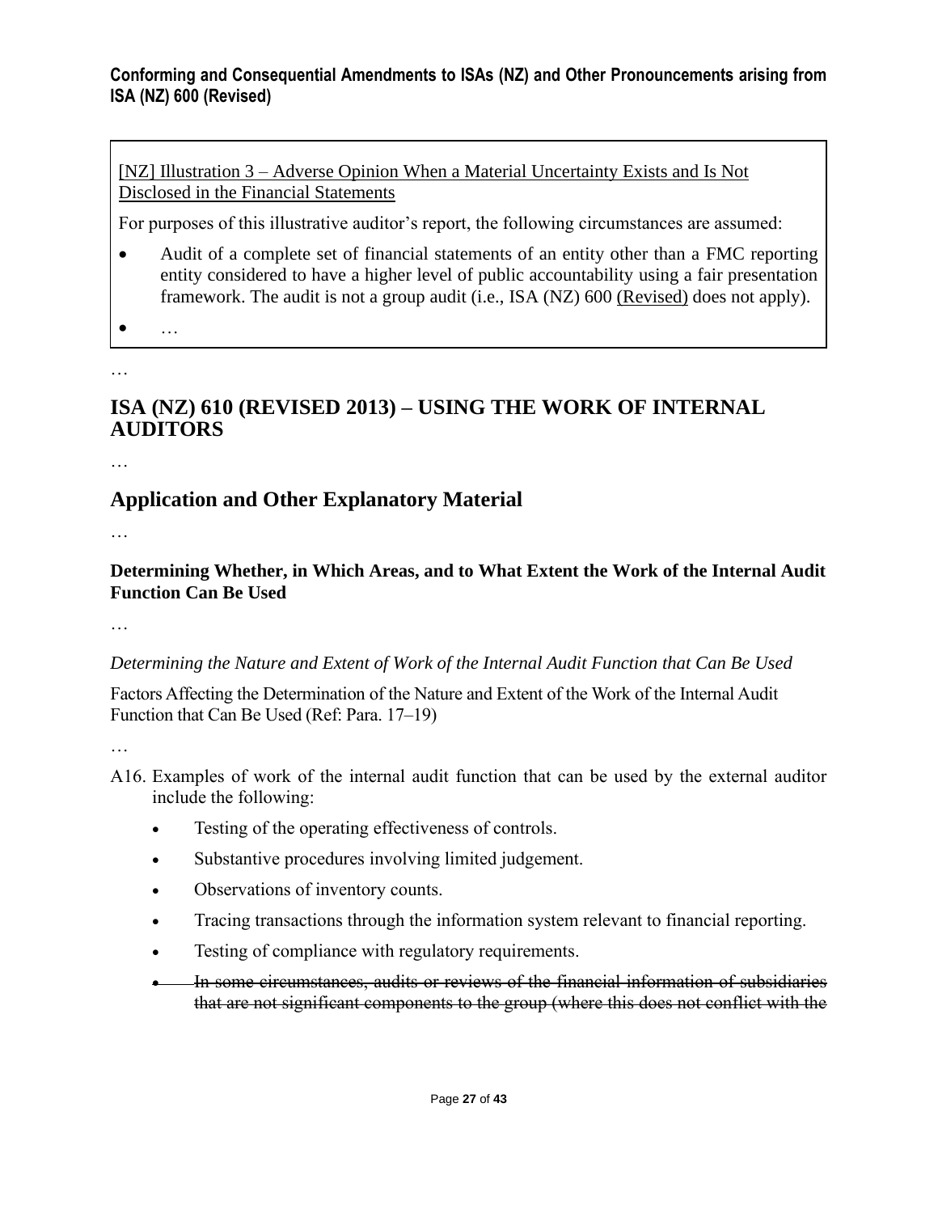<u>[NZ] Illustration 3 – Adverse Opinion When a Material Uncertainty Exists and Is Not Disclosed in the Financial Statements</u>

For purposes of this illustrative auditor's report, the following circumstances are assumed:

- Audit of a complete set of financial statements of an entity other than a FMC reporting entity considered to have a higher level of public accountability using a fair presentation framework. The audit is not a group audit (i.e., ISA (NZ) 600 <u>(Revised)</u> does not apply).
- …

…

# ISA (NZ) 610 (REVISED 2013) – USING THE WORK OF INTERNAL AUDITORS

…

## Application and Other Explanatory Material

…

### Determining Whether, in Which Areas, and to What Extent the Work of the Internal Audit Function Can Be Used

…

*Determining the Nature and Extent of Work of the Internal Audit Function that Can Be Used*

Factors Affecting the Determination of the Nature and Extent of the Work of the Internal Audit Function that Can Be Used (Ref: Para. 17–19)

…

A16. Examples of work of the internal audit function that can be used by the external auditor include the following:

- Testing of the operating effectiveness of controls.
- Substantive procedures involving limited judgement.
- Observations of inventory counts.
- Tracing transactions through the information system relevant to financial reporting.
- Testing of compliance with regulatory requirements.
- ~~In some circumstances, audits or reviews of the financial information of subsidiaries that are not significant components to the group (where this does not conflict with the~~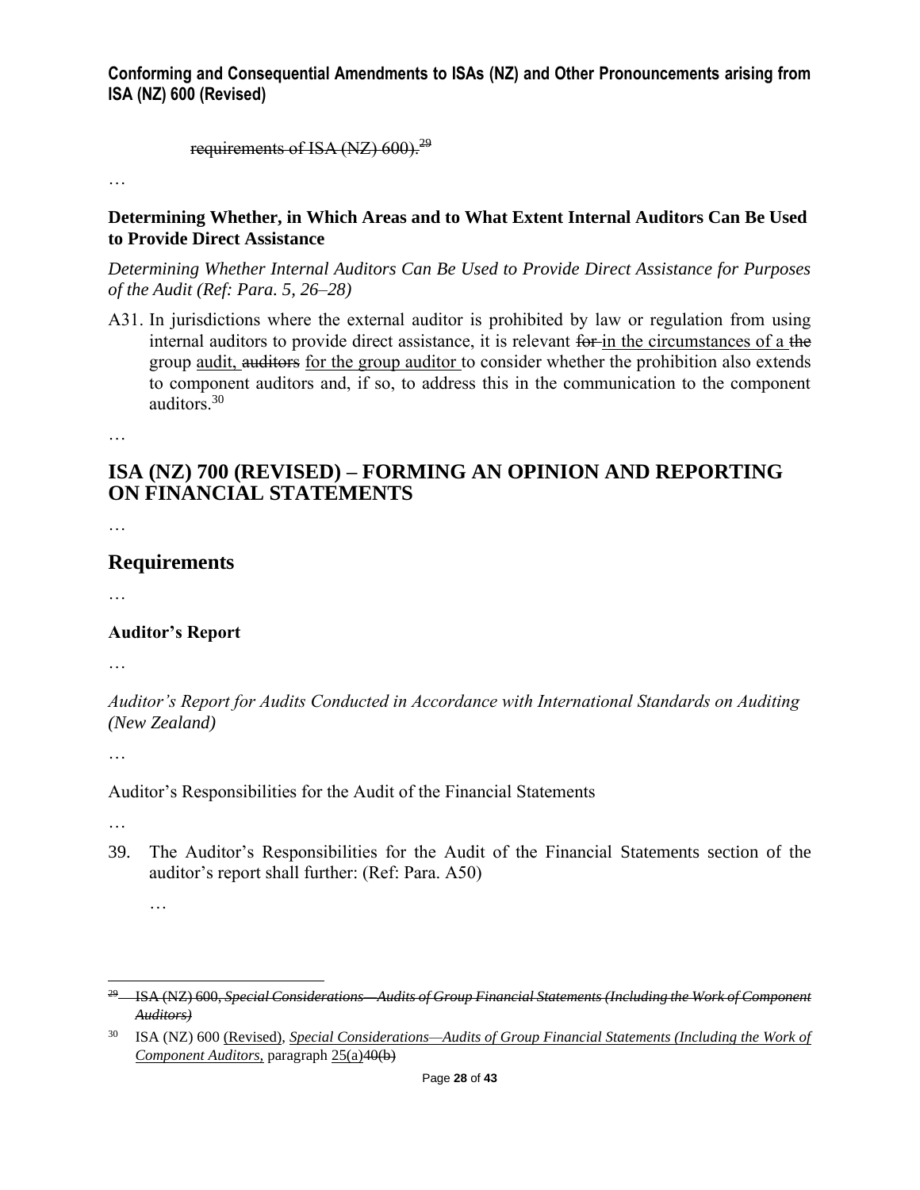~~requirements of ISA (NZ) 600).[29]~~

…

**Determining Whether, in Which Areas and to What Extent Internal Auditors Can Be Used to Provide Direct Assistance**

*Determining Whether Internal Auditors Can Be Used to Provide Direct Assistance for Purposes of the Audit (Ref: Para. 5, 26–28)*

A31. In jurisdictions where the external auditor is prohibited by law or regulation from using internal auditors to provide direct assistance, it is relevant ~~for~~ <u>in the circumstances of a</u> ~~the~~ group <u>audit,</u> ~~auditors~~ <u>for the group auditor</u> to consider whether the prohibition also extends to component auditors and, if so, to address this in the communication to the component auditors.[30]

…

## ISA (NZ) 700 (REVISED) – FORMING AN OPINION AND REPORTING ON FINANCIAL STATEMENTS

…

## Requirements

…

**Auditor's Report**

…

*Auditor's Report for Audits Conducted in Accordance with International Standards on Auditing (New Zealand)*

…

Auditor's Responsibilities for the Audit of the Financial Statements

…

39. The Auditor's Responsibilities for the Audit of the Financial Statements section of the auditor's report shall further: (Ref: Para. A50)

 …

---

~~[29] ISA (NZ) 600, *Special Considerations—Audits of Group Financial Statements (Including the Work of Component Auditors)*~~

[30] ISA (NZ) 600 <u>(Revised)</u>, <u>*Special Considerations—Audits of Group Financial Statements (Including the Work of Component Auditors*</u>, paragraph <u>25(a)</u>~~40(b)~~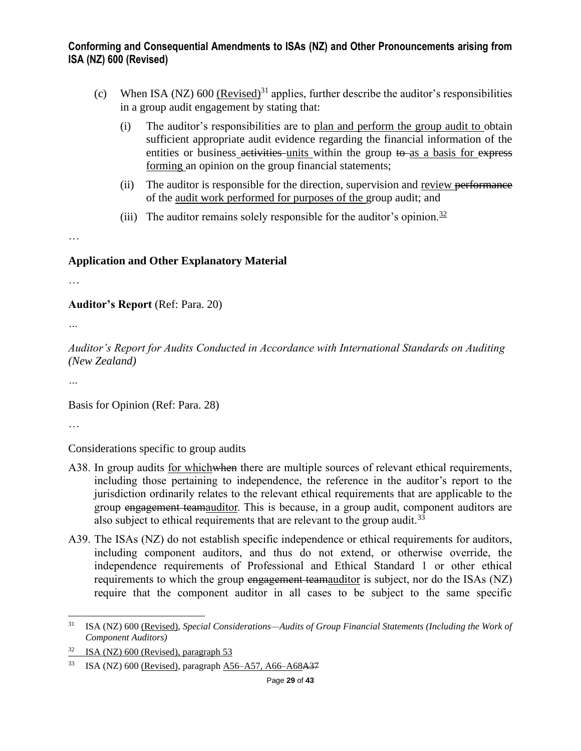(c) When ISA (NZ) 600 <u>(Revised)</u>[31] applies, further describe the auditor's responsibilities in a group audit engagement by stating that:

   (i) The auditor's responsibilities are to <u>plan and perform the group audit to</u> obtain sufficient appropriate audit evidence regarding the financial information of the entities or business ~~activities~~ <u>units</u> within the group ~~to~~ <u>as a basis for</u> ~~express~~ <u>forming</u> an opinion on the group financial statements;

   (ii) The auditor is responsible for the direction, supervision and <u>review</u> ~~performance~~ of the <u>audit work performed for purposes of the</u> group audit; and

   (iii) The auditor remains solely responsible for the auditor's opinion.<u>[32]</u>

…

## Application and Other Explanatory Material

…

### Auditor's Report (Ref: Para. 20)

…

*Auditor's Report for Audits Conducted in Accordance with International Standards on Auditing (New Zealand)*

…

Basis for Opinion (Ref: Para. 28)

…

Considerations specific to group audits

A38. In group audits <u>for which</u>~~when~~ there are multiple sources of relevant ethical requirements, including those pertaining to independence, the reference in the auditor's report to the jurisdiction ordinarily relates to the relevant ethical requirements that are applicable to the group ~~engagement team~~<u>auditor</u>. This is because, in a group audit, component auditors are also subject to ethical requirements that are relevant to the group audit.[33]

A39. The ISAs (NZ) do not establish specific independence or ethical requirements for auditors, including component auditors, and thus do not extend, or otherwise override, the independence requirements of Professional and Ethical Standard 1 or other ethical requirements to which the group ~~engagement team~~<u>auditor</u> is subject, nor do the ISAs (NZ) require that the component auditor in all cases to be subject to the same specific

---

[31] ISA (NZ) 600 <u>(Revised)</u>, *Special Considerations—Audits of Group Financial Statements (Including the Work of Component Auditors)*

<u>[32] ISA (NZ) 600 (Revised), paragraph 53</u>

[33] ISA (NZ) 600 <u>(Revised)</u>, paragraph <u>A56–A57, A66–A68</u>~~A37~~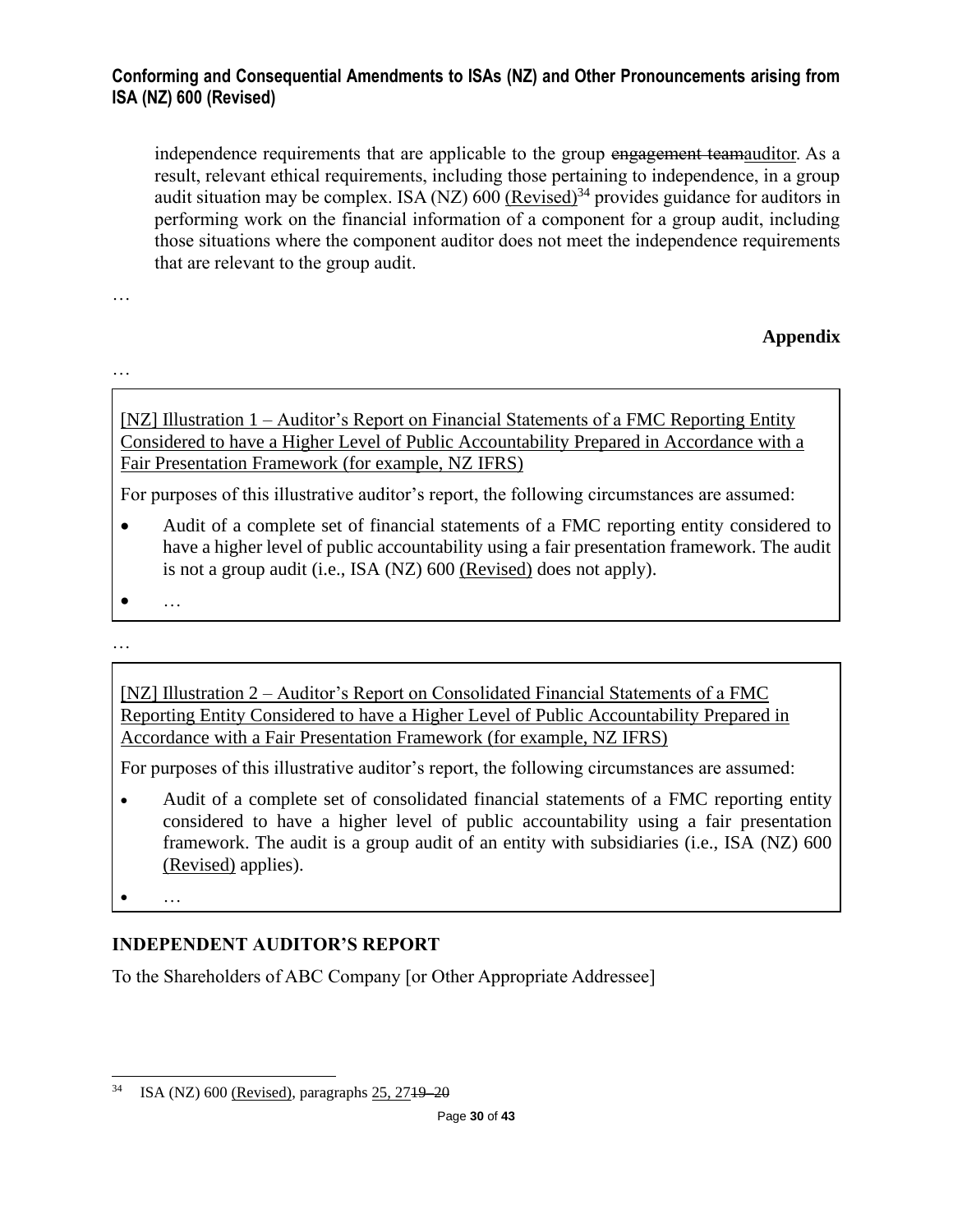independence requirements that are applicable to the group ~~engagement team~~auditor. As a result, relevant ethical requirements, including those pertaining to independence, in a group audit situation may be complex. ISA (NZ) 600 (Revised)[34] provides guidance for auditors in performing work on the financial information of a component for a group audit, including those situations where the component auditor does not meet the independence requirements that are relevant to the group audit.

…

**Appendix**

…

[NZ] Illustration 1 – Auditor's Report on Financial Statements of a FMC Reporting Entity Considered to have a Higher Level of Public Accountability Prepared in Accordance with a Fair Presentation Framework (for example, NZ IFRS)

For purposes of this illustrative auditor's report, the following circumstances are assumed:

- Audit of a complete set of financial statements of a FMC reporting entity considered to have a higher level of public accountability using a fair presentation framework. The audit is not a group audit (i.e., ISA (NZ) 600 (Revised) does not apply).
- …

…

[NZ] Illustration 2 – Auditor's Report on Consolidated Financial Statements of a FMC Reporting Entity Considered to have a Higher Level of Public Accountability Prepared in Accordance with a Fair Presentation Framework (for example, NZ IFRS)

For purposes of this illustrative auditor's report, the following circumstances are assumed:

- Audit of a complete set of consolidated financial statements of a FMC reporting entity considered to have a higher level of public accountability using a fair presentation framework. The audit is a group audit of an entity with subsidiaries (i.e., ISA (NZ) 600 (Revised) applies).
- …

**INDEPENDENT AUDITOR'S REPORT**

To the Shareholders of ABC Company [or Other Appropriate Addressee]

---

[34] ISA (NZ) 600 (Revised), paragraphs 25, 27~~19–20~~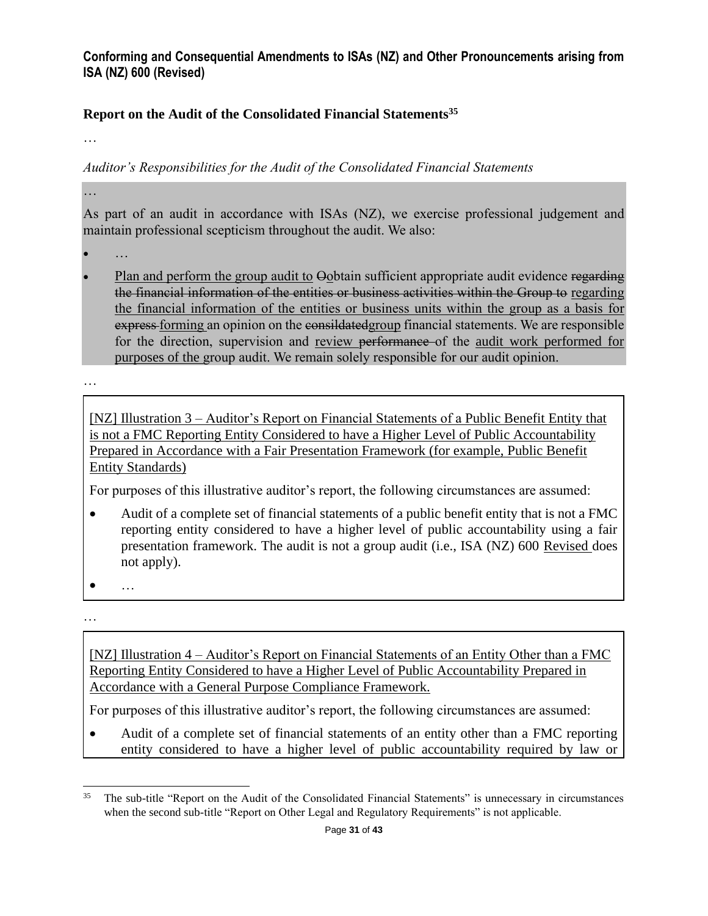**Conforming and Consequential Amendments to ISAs (NZ) and Other Pronouncements arising from ISA (NZ) 600 (Revised)**

**Report on the Audit of the Consolidated Financial Statements**[35]

…

*Auditor's Responsibilities for the Audit of the Consolidated Financial Statements*

…

As part of an audit in accordance with ISAs (NZ), we exercise professional judgement and maintain professional scepticism throughout the audit. We also:

- …
- <u>Plan and perform the group audit to</u> ~~O~~<u>o</u>btain sufficient appropriate audit evidence ~~regarding the financial information of the entities or business activities within the Group to~~ <u>regarding the financial information of the entities or business units within the group as a basis for</u> ~~express~~ <u>forming</u> an opinion on the ~~consildated~~<u>group</u> financial statements. We are responsible for the direction, supervision and <u>review</u> ~~performance~~ of the <u>audit work performed for purposes of the</u> group audit. We remain solely responsible for our audit opinion.

…

<u>[NZ] Illustration 3 – Auditor's Report on Financial Statements of a Public Benefit Entity that is not a FMC Reporting Entity Considered to have a Higher Level of Public Accountability Prepared in Accordance with a Fair Presentation Framework (for example, Public Benefit Entity Standards)</u>

For purposes of this illustrative auditor's report, the following circumstances are assumed:

- Audit of a complete set of financial statements of a public benefit entity that is not a FMC reporting entity considered to have a higher level of public accountability using a fair presentation framework. The audit is not a group audit (i.e., ISA (NZ) 600 <u>Revised</u> does not apply).
- …

…

<u>[NZ] Illustration 4 – Auditor's Report on Financial Statements of an Entity Other than a FMC Reporting Entity Considered to have a Higher Level of Public Accountability Prepared in Accordance with a General Purpose Compliance Framework.</u>

For purposes of this illustrative auditor's report, the following circumstances are assumed:

- Audit of a complete set of financial statements of an entity other than a FMC reporting entity considered to have a higher level of public accountability required by law or

---

[35] The sub-title "Report on the Audit of the Consolidated Financial Statements" is unnecessary in circumstances when the second sub-title "Report on Other Legal and Regulatory Requirements" is not applicable.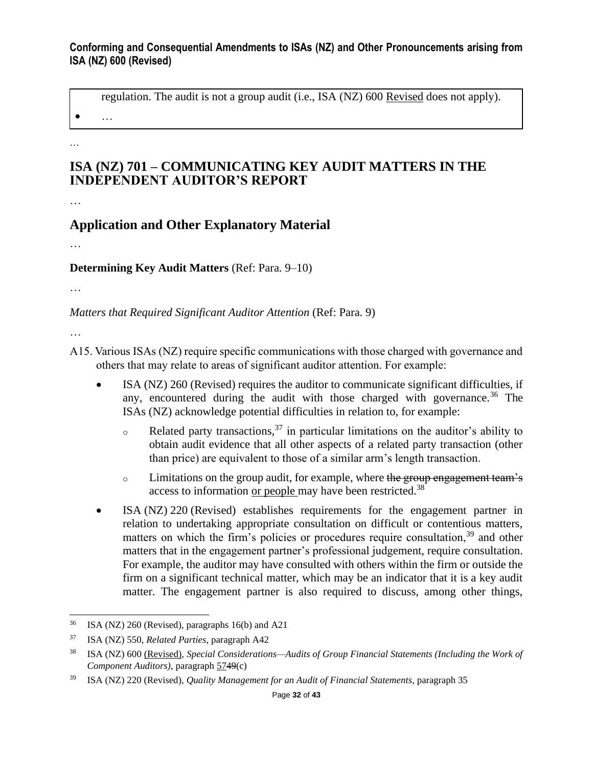regulation. The audit is not a group audit (i.e., ISA (NZ) 600 <u>Revised</u> does not apply).

- …

…

## ISA (NZ) 701 – COMMUNICATING KEY AUDIT MATTERS IN THE INDEPENDENT AUDITOR'S REPORT

…

## Application and Other Explanatory Material

…

**Determining Key Audit Matters** (Ref: Para. 9–10)

…

*Matters that Required Significant Auditor Attention* (Ref: Para. 9)

…

A15. Various ISAs (NZ) require specific communications with those charged with governance and others that may relate to areas of significant auditor attention. For example:

- ISA (NZ) 260 (Revised) requires the auditor to communicate significant difficulties, if any, encountered during the audit with those charged with governance.[36] The ISAs (NZ) acknowledge potential difficulties in relation to, for example:
  - Related party transactions,[37] in particular limitations on the auditor's ability to obtain audit evidence that all other aspects of a related party transaction (other than price) are equivalent to those of a similar arm's length transaction.
  - Limitations on the group audit, for example, where ~~the group engagement team's~~ access to information <u>or people</u> may have been restricted.[38]
- ISA (NZ) 220 (Revised) establishes requirements for the engagement partner in relation to undertaking appropriate consultation on difficult or contentious matters, matters on which the firm's policies or procedures require consultation,[39] and other matters that in the engagement partner's professional judgement, require consultation. For example, the auditor may have consulted with others within the firm or outside the firm on a significant technical matter, which may be an indicator that it is a key audit matter. The engagement partner is also required to discuss, among other things,

---

[36] ISA (NZ) 260 (Revised), paragraphs 16(b) and A21

[37] ISA (NZ) 550, *Related Parties*, paragraph A42

[38] ISA (NZ) 600 <u>(Revised)</u>, *Special Considerations—Audits of Group Financial Statements (Including the Work of Component Auditors)*, paragraph <u>57</u>~~49~~(c)

[39] ISA (NZ) 220 (Revised), *Quality Management for an Audit of Financial Statements*, paragraph 35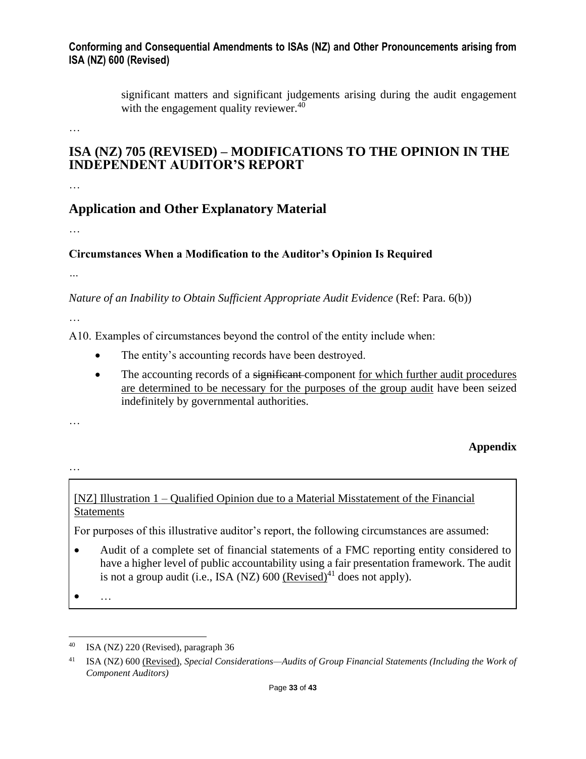significant matters and significant judgements arising during the audit engagement with the engagement quality reviewer.[40]

…

## ISA (NZ) 705 (REVISED) – MODIFICATIONS TO THE OPINION IN THE INDEPENDENT AUDITOR'S REPORT

…

## Application and Other Explanatory Material

…

### Circumstances When a Modification to the Auditor's Opinion Is Required

…

*Nature of an Inability to Obtain Sufficient Appropriate Audit Evidence* (Ref: Para. 6(b))

…

A10. Examples of circumstances beyond the control of the entity include when:

- The entity's accounting records have been destroyed.
- The accounting records of a ~~significant~~ component <u>for which further audit procedures are determined to be necessary for the purposes of the group audit</u> have been seized indefinitely by governmental authorities.

…

**Appendix**

…

<u>[NZ] Illustration 1 – Qualified Opinion due to a Material Misstatement of the Financial Statements</u>

For purposes of this illustrative auditor's report, the following circumstances are assumed:

- Audit of a complete set of financial statements of a FMC reporting entity considered to have a higher level of public accountability using a fair presentation framework. The audit is not a group audit (i.e., ISA (NZ) 600 <u>(Revised)</u>[41] does not apply).
- …

---

[40] ISA (NZ) 220 (Revised), paragraph 36

[41] ISA (NZ) 600 <u>(Revised)</u>, *Special Considerations—Audits of Group Financial Statements (Including the Work of Component Auditors)*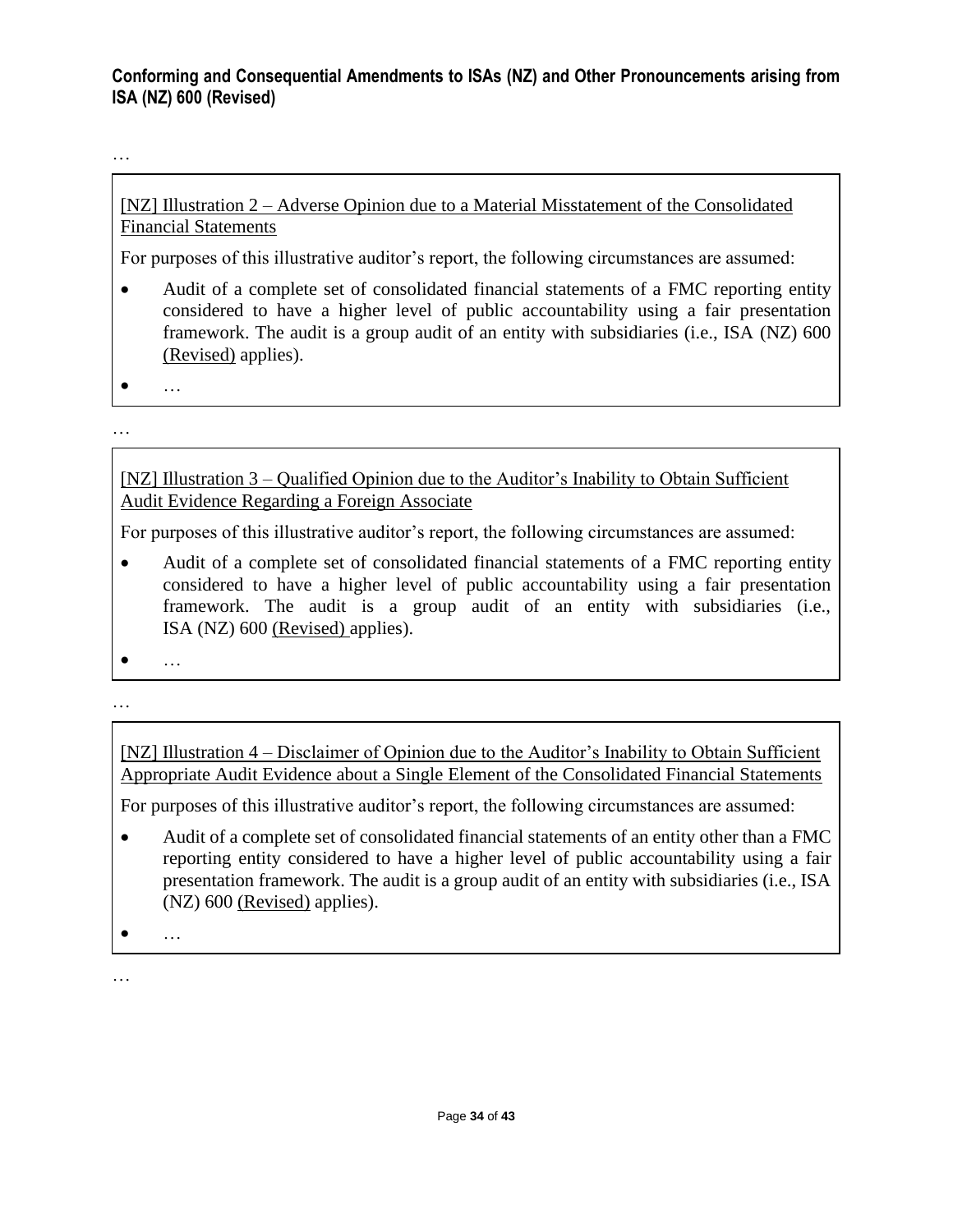**Conforming and Consequential Amendments to ISAs (NZ) and Other Pronouncements arising from ISA (NZ) 600 (Revised)**

…

<u>[NZ] Illustration 2 – Adverse Opinion due to a Material Misstatement of the Consolidated Financial Statements</u>

For purposes of this illustrative auditor's report, the following circumstances are assumed:

- Audit of a complete set of consolidated financial statements of a FMC reporting entity considered to have a higher level of public accountability using a fair presentation framework. The audit is a group audit of an entity with subsidiaries (i.e., ISA (NZ) 600 <u>(Revised)</u> applies).
- …

…

<u>[NZ] Illustration 3 – Qualified Opinion due to the Auditor's Inability to Obtain Sufficient Audit Evidence Regarding a Foreign Associate</u>

For purposes of this illustrative auditor's report, the following circumstances are assumed:

- Audit of a complete set of consolidated financial statements of a FMC reporting entity considered to have a higher level of public accountability using a fair presentation framework. The audit is a group audit of an entity with subsidiaries (i.e., ISA (NZ) 600 <u>(Revised)</u> applies).
- …

…

<u>[NZ] Illustration 4 – Disclaimer of Opinion due to the Auditor's Inability to Obtain Sufficient Appropriate Audit Evidence about a Single Element of the Consolidated Financial Statements</u>

For purposes of this illustrative auditor's report, the following circumstances are assumed:

- Audit of a complete set of consolidated financial statements of an entity other than a FMC reporting entity considered to have a higher level of public accountability using a fair presentation framework. The audit is a group audit of an entity with subsidiaries (i.e., ISA (NZ) 600 <u>(Revised)</u> applies).
- …

…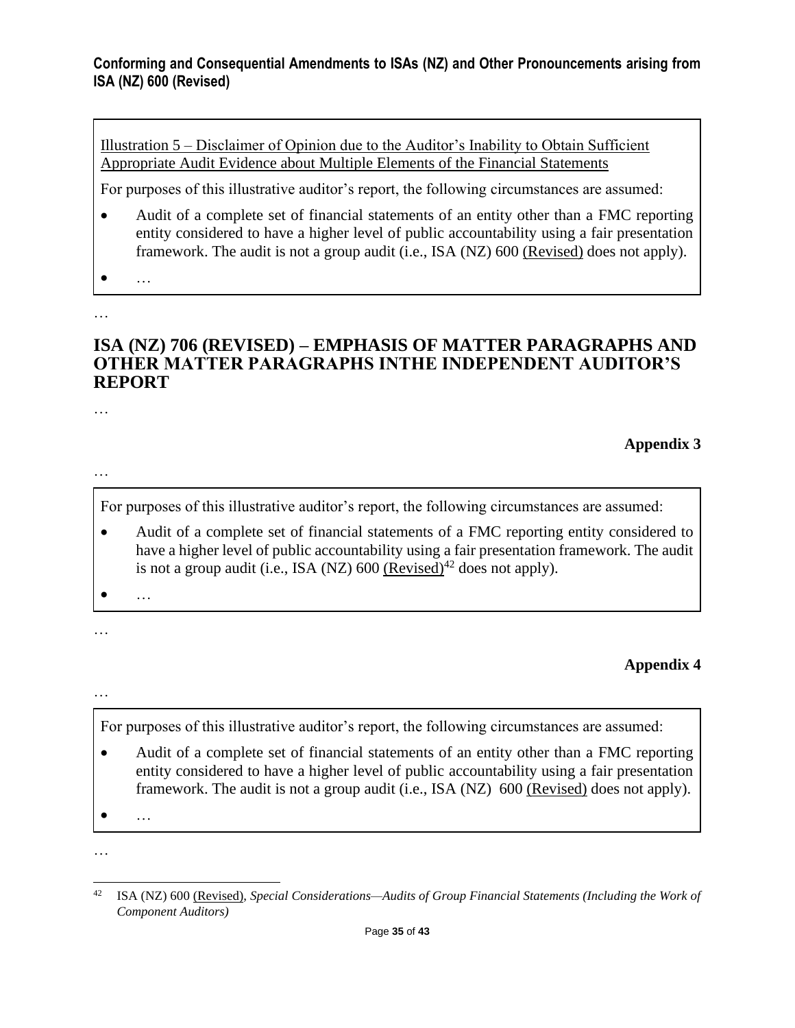Illustration 5 – Disclaimer of Opinion due to the Auditor's Inability to Obtain Sufficient Appropriate Audit Evidence about Multiple Elements of the Financial Statements

For purposes of this illustrative auditor's report, the following circumstances are assumed:

- Audit of a complete set of financial statements of an entity other than a FMC reporting entity considered to have a higher level of public accountability using a fair presentation framework. The audit is not a group audit (i.e., ISA (NZ) 600 (Revised) does not apply).
- …

…

## ISA (NZ) 706 (REVISED) – EMPHASIS OF MATTER PARAGRAPHS AND OTHER MATTER PARAGRAPHS INTHE INDEPENDENT AUDITOR'S REPORT

…

**Appendix 3**

…

For purposes of this illustrative auditor's report, the following circumstances are assumed:

- Audit of a complete set of financial statements of a FMC reporting entity considered to have a higher level of public accountability using a fair presentation framework. The audit is not a group audit (i.e., ISA (NZ) 600 (Revised)[42] does not apply).
- …

…

**Appendix 4**

…

For purposes of this illustrative auditor's report, the following circumstances are assumed:

- Audit of a complete set of financial statements of an entity other than a FMC reporting entity considered to have a higher level of public accountability using a fair presentation framework. The audit is not a group audit (i.e., ISA (NZ) 600 (Revised) does not apply).
- …

…

[42] ISA (NZ) 600 (Revised), *Special Considerations—Audits of Group Financial Statements (Including the Work of Component Auditors)*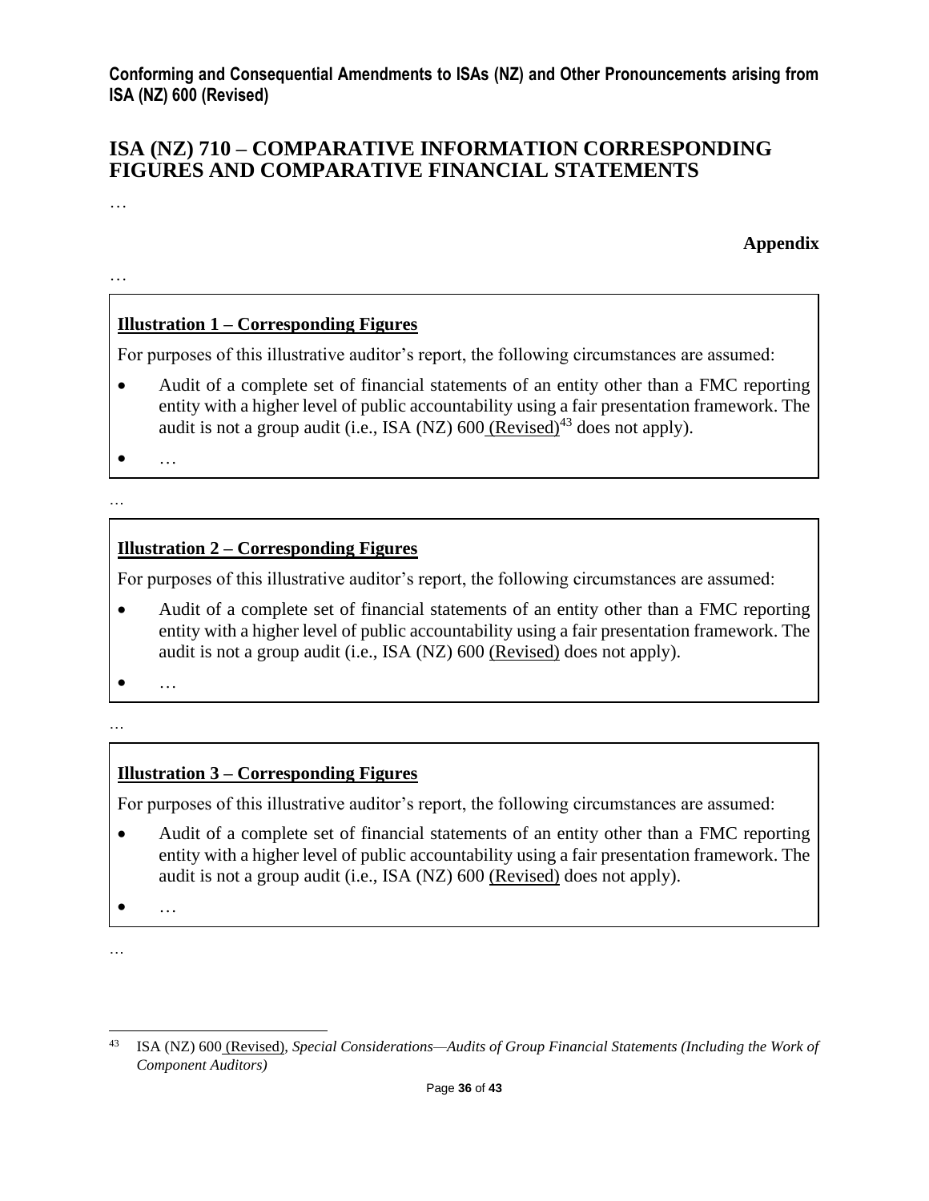**Conforming and Consequential Amendments to ISAs (NZ) and Other Pronouncements arising from ISA (NZ) 600 (Revised)**

## ISA (NZ) 710 – COMPARATIVE INFORMATION CORRESPONDING FIGURES AND COMPARATIVE FINANCIAL STATEMENTS

…

**Appendix**

…

**Illustration 1 – Corresponding Figures**

For purposes of this illustrative auditor's report, the following circumstances are assumed:

- Audit of a complete set of financial statements of an entity other than a FMC reporting entity with a higher level of public accountability using a fair presentation framework. The audit is not a group audit (i.e., ISA (NZ) 600 (Revised)[43] does not apply).
- …

…

**Illustration 2 – Corresponding Figures**

For purposes of this illustrative auditor's report, the following circumstances are assumed:

- Audit of a complete set of financial statements of an entity other than a FMC reporting entity with a higher level of public accountability using a fair presentation framework. The audit is not a group audit (i.e., ISA (NZ) 600 (Revised) does not apply).
- …

…

**Illustration 3 – Corresponding Figures**

For purposes of this illustrative auditor's report, the following circumstances are assumed:

- Audit of a complete set of financial statements of an entity other than a FMC reporting entity with a higher level of public accountability using a fair presentation framework. The audit is not a group audit (i.e., ISA (NZ) 600 (Revised) does not apply).
- …

…

[43] ISA (NZ) 600 (Revised), *Special Considerations—Audits of Group Financial Statements (Including the Work of Component Auditors)*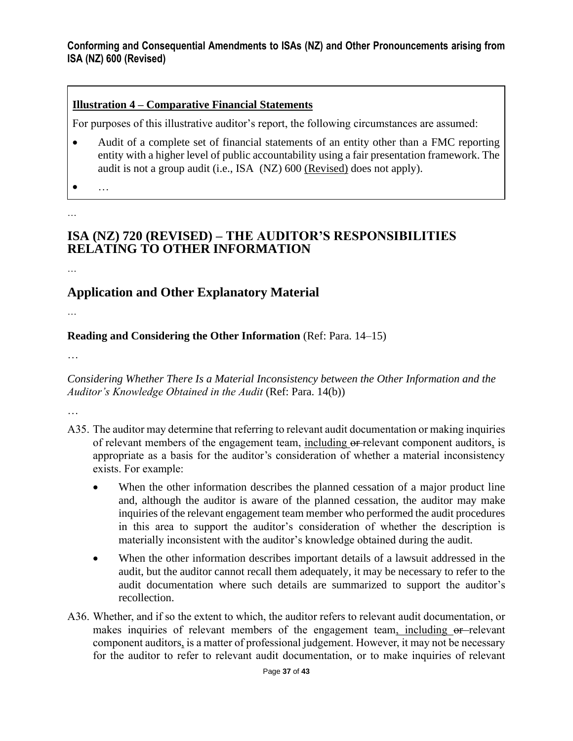## Illustration 4 – Comparative Financial Statements

For purposes of this illustrative auditor's report, the following circumstances are assumed:

- Audit of a complete set of financial statements of an entity other than a FMC reporting entity with a higher level of public accountability using a fair presentation framework. The audit is not a group audit (i.e., ISA (NZ) 600 <u>(Revised)</u> does not apply).
- …

…

# ISA (NZ) 720 (REVISED) – THE AUDITOR'S RESPONSIBILITIES RELATING TO OTHER INFORMATION

…

## Application and Other Explanatory Material

…

**Reading and Considering the Other Information** (Ref: Para. 14–15)

…

*Considering Whether There Is a Material Inconsistency between the Other Information and the Auditor's Knowledge Obtained in the Audit* (Ref: Para. 14(b))

…

A35. The auditor may determine that referring to relevant audit documentation or making inquiries of relevant members of the engagement team, <u>including</u> ~~or~~ relevant component auditors<u>,</u> is appropriate as a basis for the auditor's consideration of whether a material inconsistency exists. For example:

- When the other information describes the planned cessation of a major product line and, although the auditor is aware of the planned cessation, the auditor may make inquiries of the relevant engagement team member who performed the audit procedures in this area to support the auditor's consideration of whether the description is materially inconsistent with the auditor's knowledge obtained during the audit.
- When the other information describes important details of a lawsuit addressed in the audit, but the auditor cannot recall them adequately, it may be necessary to refer to the audit documentation where such details are summarized to support the auditor's recollection.

A36. Whether, and if so the extent to which, the auditor refers to relevant audit documentation, or makes inquiries of relevant members of the engagement team<u>, including</u> ~~or~~ relevant component auditors<u>,</u> is a matter of professional judgement. However, it may not be necessary for the auditor to refer to relevant audit documentation, or to make inquiries of relevant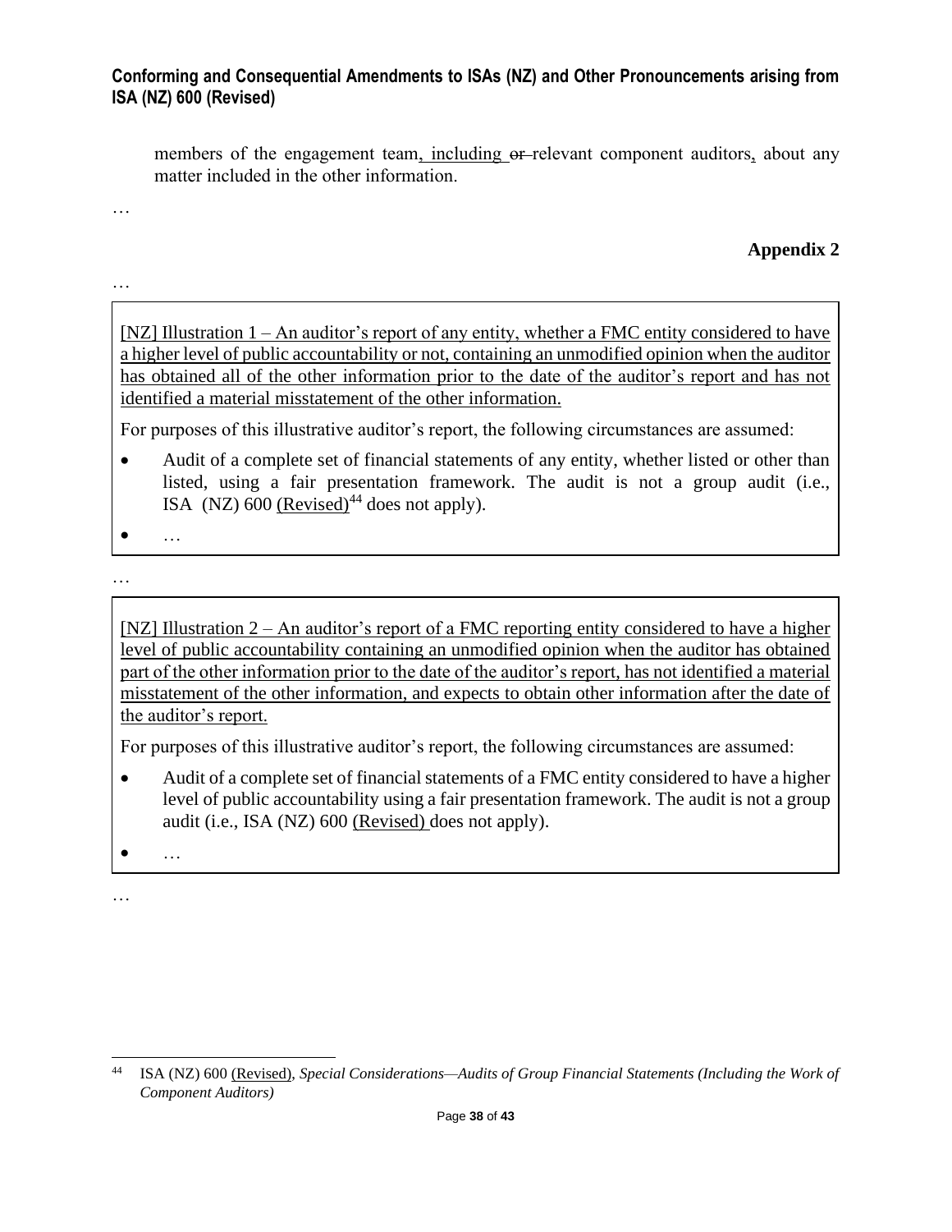members of the engagement team, including ~~or~~ relevant component auditors, about any matter included in the other information.

…

**Appendix 2**

…

[NZ] Illustration 1 – An auditor's report of any entity, whether a FMC entity considered to have a higher level of public accountability or not, containing an unmodified opinion when the auditor has obtained all of the other information prior to the date of the auditor's report and has not identified a material misstatement of the other information.

For purposes of this illustrative auditor's report, the following circumstances are assumed:

- Audit of a complete set of financial statements of any entity, whether listed or other than listed, using a fair presentation framework. The audit is not a group audit (i.e., ISA (NZ) 600 (Revised)[44] does not apply).
- …

…

[NZ] Illustration 2 – An auditor's report of a FMC reporting entity considered to have a higher level of public accountability containing an unmodified opinion when the auditor has obtained part of the other information prior to the date of the auditor's report, has not identified a material misstatement of the other information, and expects to obtain other information after the date of the auditor's report.

For purposes of this illustrative auditor's report, the following circumstances are assumed:

- Audit of a complete set of financial statements of a FMC entity considered to have a higher level of public accountability using a fair presentation framework. The audit is not a group audit (i.e., ISA (NZ) 600 (Revised) does not apply).
- …

…

[44] ISA (NZ) 600 (Revised), *Special Considerations—Audits of Group Financial Statements (Including the Work of Component Auditors)*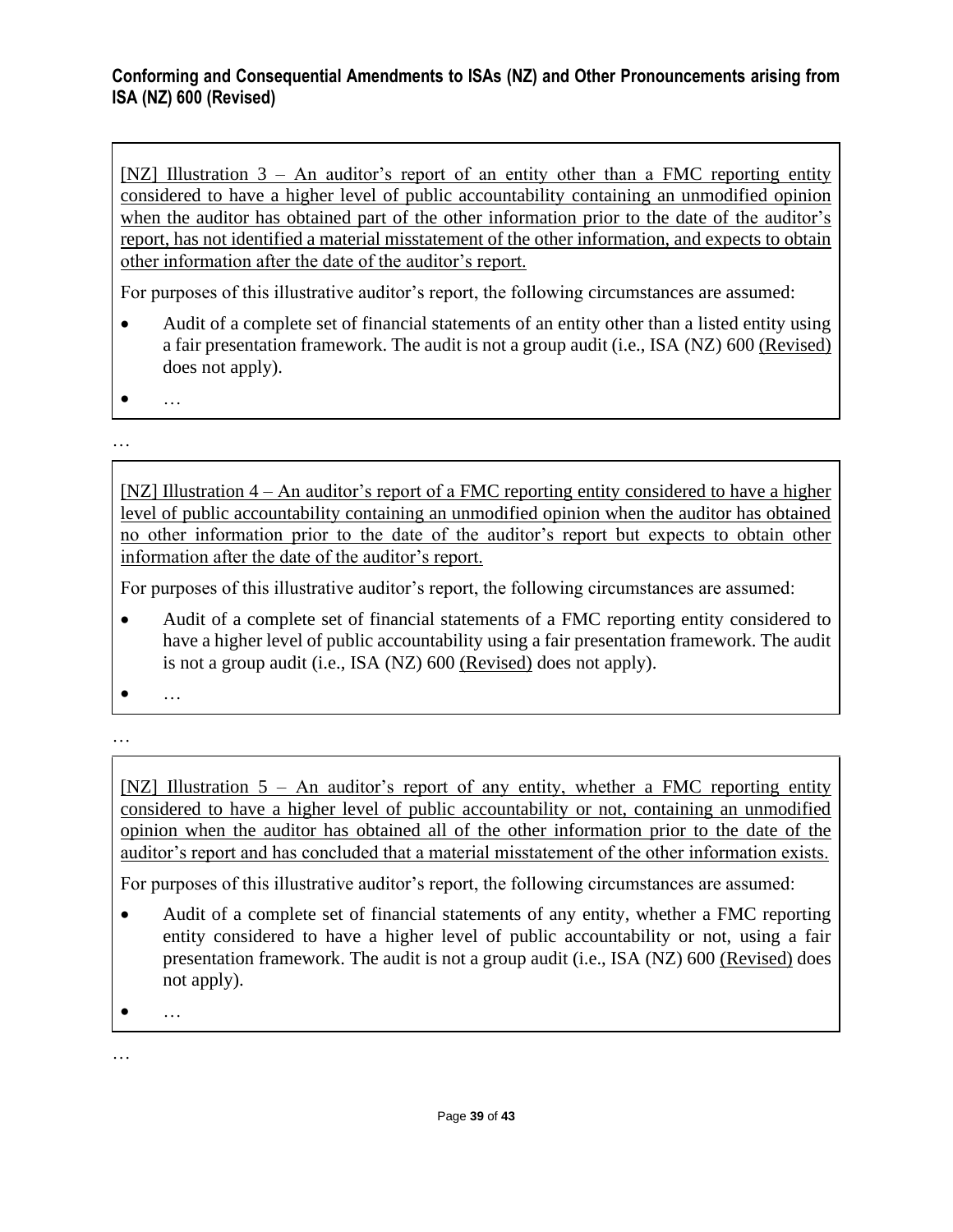**Conforming and Consequential Amendments to ISAs (NZ) and Other Pronouncements arising from ISA (NZ) 600 (Revised)**

<u>[NZ] Illustration 3 – An auditor's report of an entity other than a FMC reporting entity considered to have a higher level of public accountability containing an unmodified opinion when the auditor has obtained part of the other information prior to the date of the auditor's report, has not identified a material misstatement of the other information, and expects to obtain other information after the date of the auditor's report.</u>

For purposes of this illustrative auditor's report, the following circumstances are assumed:

- Audit of a complete set of financial statements of an entity other than a listed entity using a fair presentation framework. The audit is not a group audit (i.e., ISA (NZ) 600 <u>(Revised)</u> does not apply).
- …

…

<u>[NZ] Illustration 4 – An auditor's report of a FMC reporting entity considered to have a higher level of public accountability containing an unmodified opinion when the auditor has obtained no other information prior to the date of the auditor's report but expects to obtain other information after the date of the auditor's report.</u>

For purposes of this illustrative auditor's report, the following circumstances are assumed:

- Audit of a complete set of financial statements of a FMC reporting entity considered to have a higher level of public accountability using a fair presentation framework. The audit is not a group audit (i.e., ISA (NZ) 600 <u>(Revised)</u> does not apply).
- …

…

<u>[NZ] Illustration 5 – An auditor's report of any entity, whether a FMC reporting entity considered to have a higher level of public accountability or not, containing an unmodified opinion when the auditor has obtained all of the other information prior to the date of the auditor's report and has concluded that a material misstatement of the other information exists.</u>

For purposes of this illustrative auditor's report, the following circumstances are assumed:

- Audit of a complete set of financial statements of any entity, whether a FMC reporting entity considered to have a higher level of public accountability or not, using a fair presentation framework. The audit is not a group audit (i.e., ISA (NZ) 600 <u>(Revised)</u> does not apply).
- …

…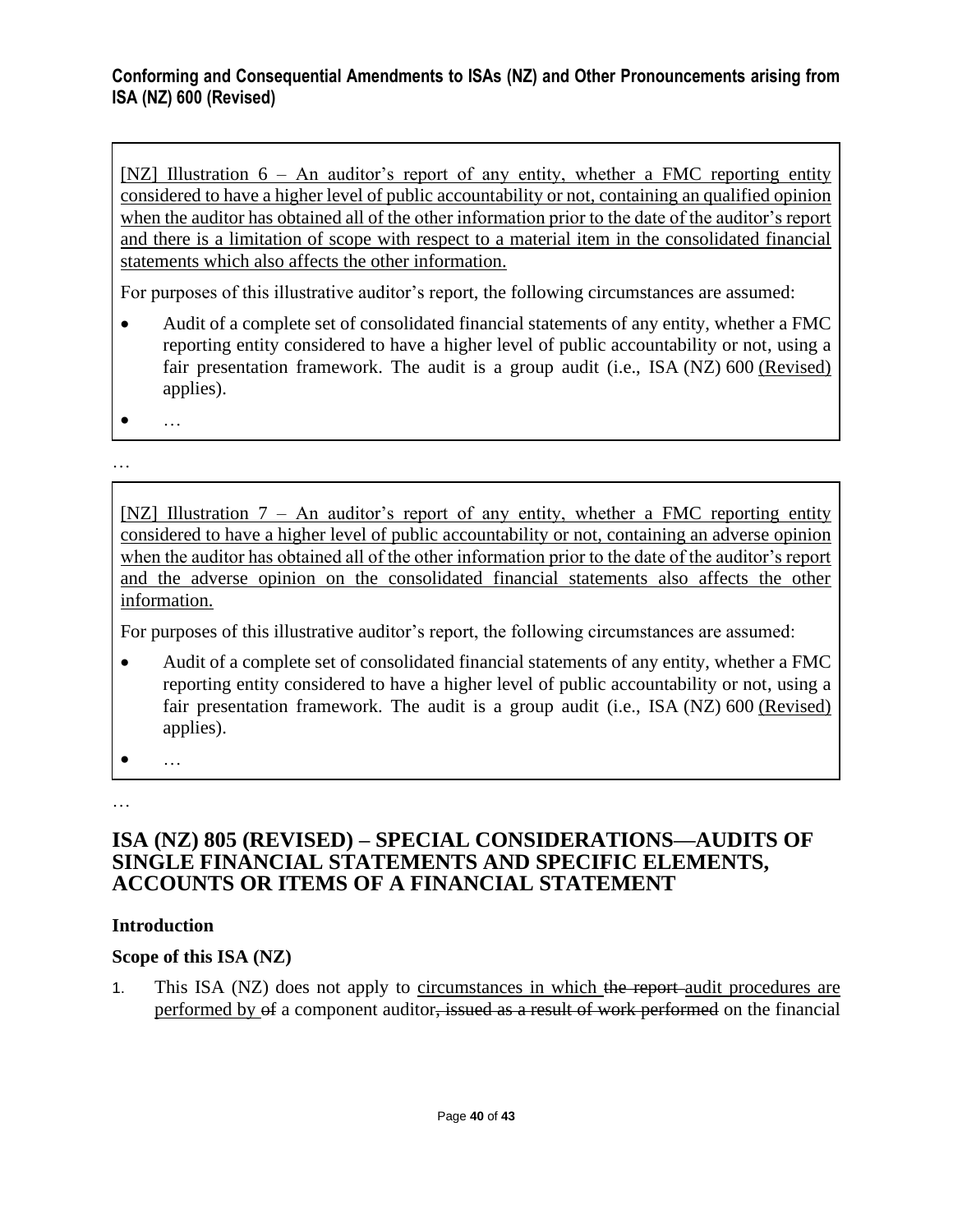[NZ] Illustration 6 – An auditor's report of any entity, whether a FMC reporting entity considered to have a higher level of public accountability or not, containing an qualified opinion when the auditor has obtained all of the other information prior to the date of the auditor's report and there is a limitation of scope with respect to a material item in the consolidated financial statements which also affects the other information.

For purposes of this illustrative auditor's report, the following circumstances are assumed:

- Audit of a complete set of consolidated financial statements of any entity, whether a FMC reporting entity considered to have a higher level of public accountability or not, using a fair presentation framework. The audit is a group audit (i.e., ISA (NZ) 600 (Revised) applies).
- …

…

[NZ] Illustration 7 – An auditor's report of any entity, whether a FMC reporting entity considered to have a higher level of public accountability or not, containing an adverse opinion when the auditor has obtained all of the other information prior to the date of the auditor's report and the adverse opinion on the consolidated financial statements also affects the other information.

For purposes of this illustrative auditor's report, the following circumstances are assumed:

- Audit of a complete set of consolidated financial statements of any entity, whether a FMC reporting entity considered to have a higher level of public accountability or not, using a fair presentation framework. The audit is a group audit (i.e., ISA (NZ) 600 (Revised) applies).
- …

…

## ISA (NZ) 805 (REVISED) – SPECIAL CONSIDERATIONS—AUDITS OF SINGLE FINANCIAL STATEMENTS AND SPECIFIC ELEMENTS, ACCOUNTS OR ITEMS OF A FINANCIAL STATEMENT

### Introduction

### Scope of this ISA (NZ)

1. This ISA (NZ) does not apply to circumstances in which ~~the report~~ audit procedures are performed by ~~of~~ a component auditor~~, issued as a result of work performed~~ on the financial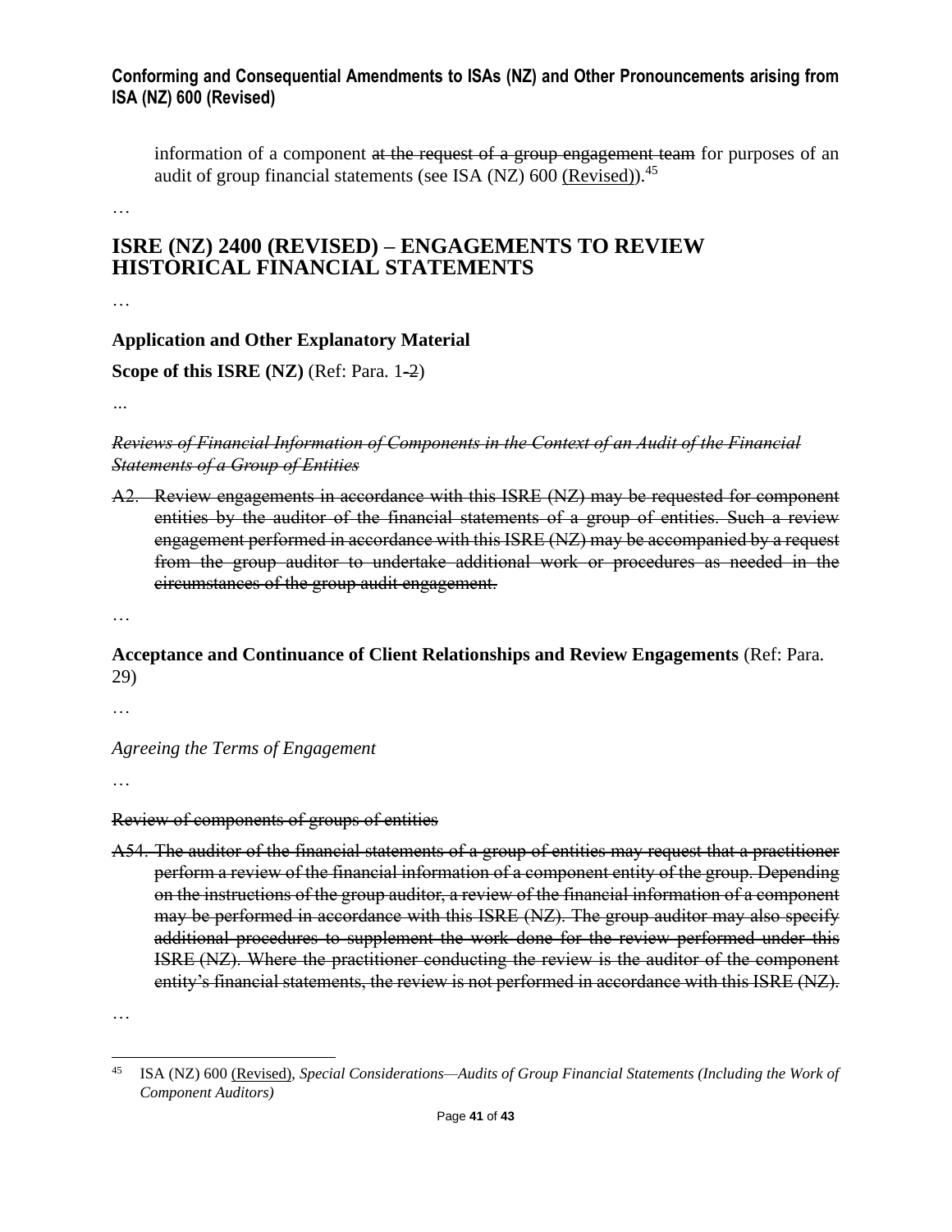information of a component ~~at the request of a group engagement team~~ for purposes of an audit of group financial statements (see ISA (NZ) 600 <u>(Revised)</u>).[45]

…

## ISRE (NZ) 2400 (REVISED) – ENGAGEMENTS TO REVIEW HISTORICAL FINANCIAL STATEMENTS

…

### Application and Other Explanatory Material

**Scope of this ISRE (NZ)** (Ref: Para. 1~~-2~~)

…

~~*Reviews of Financial Information of Components in the Context of an Audit of the Financial Statements of a Group of Entities*~~

~~A2. Review engagements in accordance with this ISRE (NZ) may be requested for component entities by the auditor of the financial statements of a group of entities. Such a review engagement performed in accordance with this ISRE (NZ) may be accompanied by a request from the group auditor to undertake additional work or procedures as needed in the circumstances of the group audit engagement.~~

…

**Acceptance and Continuance of Client Relationships and Review Engagements** (Ref: Para. 29)

…

*Agreeing the Terms of Engagement*

…

~~Review of components of groups of entities~~

~~A54. The auditor of the financial statements of a group of entities may request that a practitioner perform a review of the financial information of a component entity of the group. Depending on the instructions of the group auditor, a review of the financial information of a component may be performed in accordance with this ISRE (NZ). The group auditor may also specify additional procedures to supplement the work done for the review performed under this ISRE (NZ). Where the practitioner conducting the review is the auditor of the component entity's financial statements, the review is not performed in accordance with this ISRE (NZ).~~

…

---

[45] ISA (NZ) 600 <u>(Revised)</u>, *Special Considerations—Audits of Group Financial Statements (Including the Work of Component Auditors)*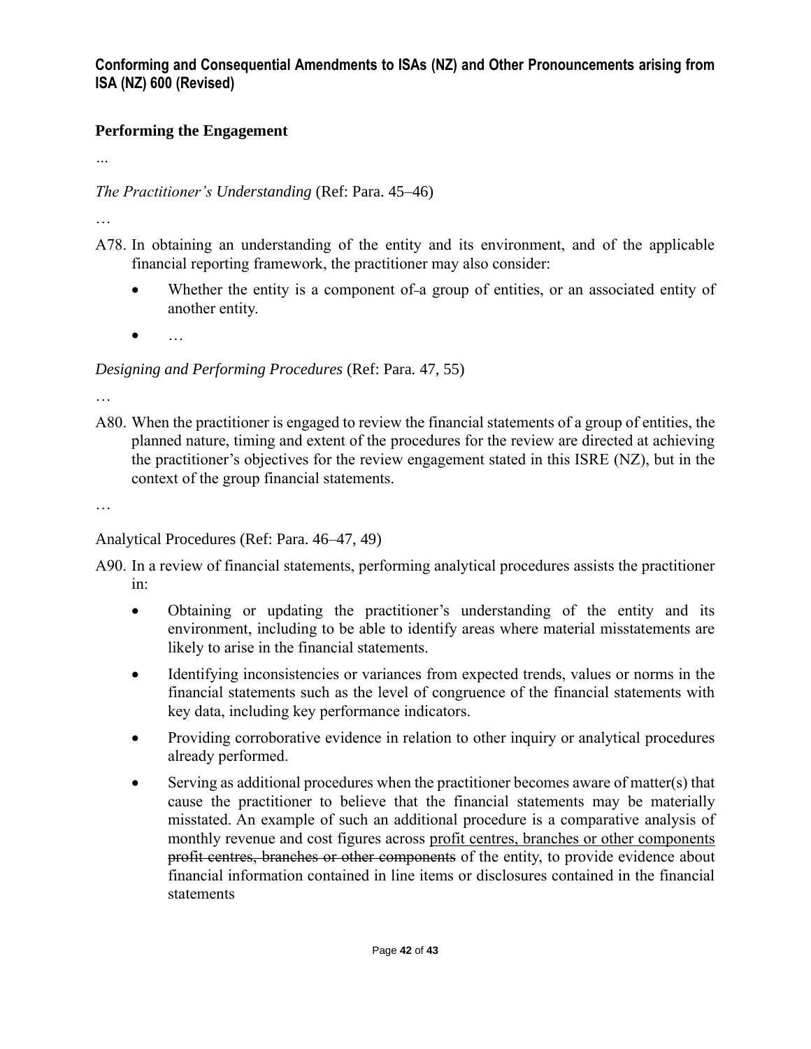**Conforming and Consequential Amendments to ISAs (NZ) and Other Pronouncements arising from ISA (NZ) 600 (Revised)**

## Performing the Engagement

...

*The Practitioner's Understanding* (Ref: Para. 45–46)

…

A78. In obtaining an understanding of the entity and its environment, and of the applicable financial reporting framework, the practitioner may also consider:

- Whether the entity is a component of ~~-~~a group of entities, or an associated entity of another entity.
- …

*Designing and Performing Procedures* (Ref: Para. 47, 55)

…

A80. When the practitioner is engaged to review the financial statements of a group of entities, the planned nature, timing and extent of the procedures for the review are directed at achieving the practitioner's objectives for the review engagement stated in this ISRE (NZ), but in the context of the group financial statements.

…

Analytical Procedures (Ref: Para. 46–47, 49)

A90. In a review of financial statements, performing analytical procedures assists the practitioner in:

- Obtaining or updating the practitioner's understanding of the entity and its environment, including to be able to identify areas where material misstatements are likely to arise in the financial statements.
- Identifying inconsistencies or variances from expected trends, values or norms in the financial statements such as the level of congruence of the financial statements with key data, including key performance indicators.
- Providing corroborative evidence in relation to other inquiry or analytical procedures already performed.
- Serving as additional procedures when the practitioner becomes aware of matter(s) that cause the practitioner to believe that the financial statements may be materially misstated. An example of such an additional procedure is a comparative analysis of monthly revenue and cost figures across <u>profit centres, branches or other components</u> ~~profit centres, branches or other components~~ of the entity, to provide evidence about financial information contained in line items or disclosures contained in the financial statements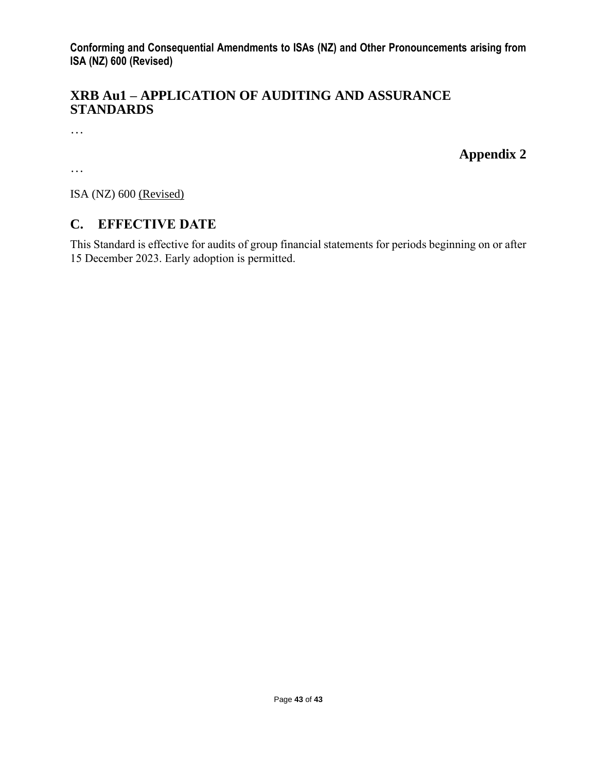# XRB Au1 – APPLICATION OF AUDITING AND ASSURANCE STANDARDS

…

**Appendix 2**

…

ISA (NZ) 600 <u>(Revised)</u>

## C. EFFECTIVE DATE

This Standard is effective for audits of group financial statements for periods beginning on or after 15 December 2023. Early adoption is permitted.